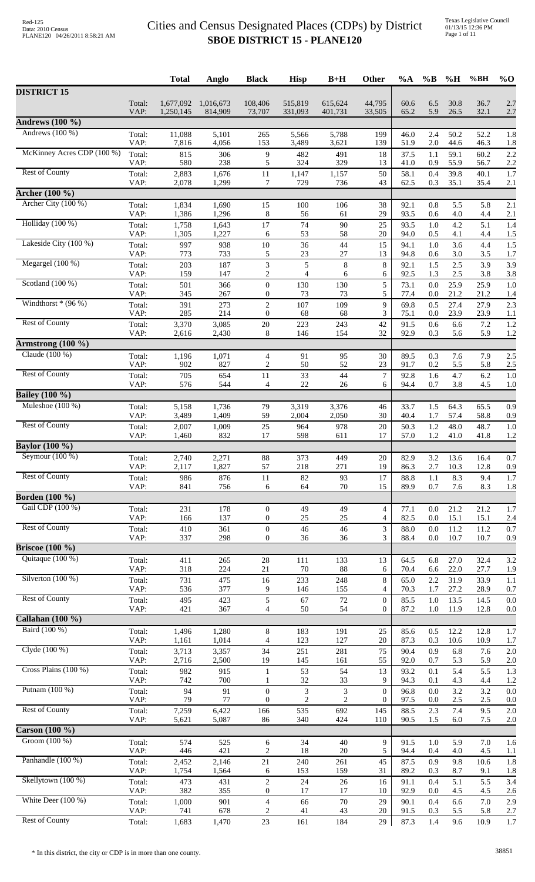# Cities and Census Designated Places (CDPs) by District

## SBOE DISTRICT 15 - PLANE120

| | | Total | Anglo | Black | Hisp | B+H | Other | %A | %B | %H | %BH | %O |
|---|---|---|---|---|---|---|---|---|---|---|---|---|
| **DISTRICT 15** | | | | | | | | | | | | |
| | Total: | 1,677,092 | 1,016,673 | 108,406 | 515,819 | 615,624 | 44,795 | 60.6 | 6.5 | 30.8 | 36.7 | 2.7 |
| | VAP: | 1,250,145 | 814,909 | 73,707 | 331,093 | 401,731 | 33,505 | 65.2 | 5.9 | 26.5 | 32.1 | 2.7 |
| **Andrews (100 %)** | | | | | | | | | | | | |
| Andrews (100 %) | Total: | 11,088 | 5,101 | 265 | 5,566 | 5,788 | 199 | 46.0 | 2.4 | 50.2 | 52.2 | 1.8 |
| | VAP: | 7,816 | 4,056 | 153 | 3,489 | 3,621 | 139 | 51.9 | 2.0 | 44.6 | 46.3 | 1.8 |
| McKinney Acres CDP (100 %) | Total: | 815 | 306 | 9 | 482 | 491 | 18 | 37.5 | 1.1 | 59.1 | 60.2 | 2.2 |
| | VAP: | 580 | 238 | 5 | 324 | 329 | 13 | 41.0 | 0.9 | 55.9 | 56.7 | 2.2 |
| Rest of County | Total: | 2,883 | 1,676 | 11 | 1,147 | 1,157 | 50 | 58.1 | 0.4 | 39.8 | 40.1 | 1.7 |
| | VAP: | 2,078 | 1,299 | 7 | 729 | 736 | 43 | 62.5 | 0.3 | 35.1 | 35.4 | 2.1 |
| **Archer (100 %)** | | | | | | | | | | | | |
| Archer City (100 %) | Total: | 1,834 | 1,690 | 15 | 100 | 106 | 38 | 92.1 | 0.8 | 5.5 | 5.8 | 2.1 |
| | VAP: | 1,386 | 1,296 | 8 | 56 | 61 | 29 | 93.5 | 0.6 | 4.0 | 4.4 | 2.1 |
| Holliday (100 %) | Total: | 1,758 | 1,643 | 17 | 74 | 90 | 25 | 93.5 | 1.0 | 4.2 | 5.1 | 1.4 |
| | VAP: | 1,305 | 1,227 | 6 | 53 | 58 | 20 | 94.0 | 0.5 | 4.1 | 4.4 | 1.5 |
| Lakeside City (100 %) | Total: | 997 | 938 | 10 | 36 | 44 | 15 | 94.1 | 1.0 | 3.6 | 4.4 | 1.5 |
| | VAP: | 773 | 733 | 5 | 23 | 27 | 13 | 94.8 | 0.6 | 3.0 | 3.5 | 1.7 |
| Megargel (100 %) | Total: | 203 | 187 | 3 | 5 | 8 | 8 | 92.1 | 1.5 | 2.5 | 3.9 | 3.9 |
| | VAP: | 159 | 147 | 2 | 4 | 6 | 6 | 92.5 | 1.3 | 2.5 | 3.8 | 3.8 |
| Scotland (100 %) | Total: | 501 | 366 | 0 | 130 | 130 | 5 | 73.1 | 0.0 | 25.9 | 25.9 | 1.0 |
| | VAP: | 345 | 267 | 0 | 73 | 73 | 5 | 77.4 | 0.0 | 21.2 | 21.2 | 1.4 |
| Windthorst * (96 %) | Total: | 391 | 273 | 2 | 107 | 109 | 9 | 69.8 | 0.5 | 27.4 | 27.9 | 2.3 |
| | VAP: | 285 | 214 | 0 | 68 | 68 | 3 | 75.1 | 0.0 | 23.9 | 23.9 | 1.1 |
| Rest of County | Total: | 3,370 | 3,085 | 20 | 223 | 243 | 42 | 91.5 | 0.6 | 6.6 | 7.2 | 1.2 |
| | VAP: | 2,616 | 2,430 | 8 | 146 | 154 | 32 | 92.9 | 0.3 | 5.6 | 5.9 | 1.2 |
| **Armstrong (100 %)** | | | | | | | | | | | | |
| Claude (100 %) | Total: | 1,196 | 1,071 | 4 | 91 | 95 | 30 | 89.5 | 0.3 | 7.6 | 7.9 | 2.5 |
| | VAP: | 902 | 827 | 2 | 50 | 52 | 23 | 91.7 | 0.2 | 5.5 | 5.8 | 2.5 |
| Rest of County | Total: | 705 | 654 | 11 | 33 | 44 | 7 | 92.8 | 1.6 | 4.7 | 6.2 | 1.0 |
| | VAP: | 576 | 544 | 4 | 22 | 26 | 6 | 94.4 | 0.7 | 3.8 | 4.5 | 1.0 |
| **Bailey (100 %)** | | | | | | | | | | | | |
| Muleshoe (100 %) | Total: | 5,158 | 1,736 | 79 | 3,319 | 3,376 | 46 | 33.7 | 1.5 | 64.3 | 65.5 | 0.9 |
| | VAP: | 3,489 | 1,409 | 59 | 2,004 | 2,050 | 30 | 40.4 | 1.7 | 57.4 | 58.8 | 0.9 |
| Rest of County | Total: | 2,007 | 1,009 | 25 | 964 | 978 | 20 | 50.3 | 1.2 | 48.0 | 48.7 | 1.0 |
| | VAP: | 1,460 | 832 | 17 | 598 | 611 | 17 | 57.0 | 1.2 | 41.0 | 41.8 | 1.2 |
| **Baylor (100 %)** | | | | | | | | | | | | |
| Seymour (100 %) | Total: | 2,740 | 2,271 | 88 | 373 | 449 | 20 | 82.9 | 3.2 | 13.6 | 16.4 | 0.7 |
| | VAP: | 2,117 | 1,827 | 57 | 218 | 271 | 19 | 86.3 | 2.7 | 10.3 | 12.8 | 0.9 |
| Rest of County | Total: | 986 | 876 | 11 | 82 | 93 | 17 | 88.8 | 1.1 | 8.3 | 9.4 | 1.7 |
| | VAP: | 841 | 756 | 6 | 64 | 70 | 15 | 89.9 | 0.7 | 7.6 | 8.3 | 1.8 |
| **Borden (100 %)** | | | | | | | | | | | | |
| Gail CDP (100 %) | Total: | 231 | 178 | 0 | 49 | 49 | 4 | 77.1 | 0.0 | 21.2 | 21.2 | 1.7 |
| | VAP: | 166 | 137 | 0 | 25 | 25 | 4 | 82.5 | 0.0 | 15.1 | 15.1 | 2.4 |
| Rest of County | Total: | 410 | 361 | 0 | 46 | 46 | 3 | 88.0 | 0.0 | 11.2 | 11.2 | 0.7 |
| | VAP: | 337 | 298 | 0 | 36 | 36 | 3 | 88.4 | 0.0 | 10.7 | 10.7 | 0.9 |
| **Briscoe (100 %)** | | | | | | | | | | | | |
| Quitaque (100 %) | Total: | 411 | 265 | 28 | 111 | 133 | 13 | 64.5 | 6.8 | 27.0 | 32.4 | 3.2 |
| | VAP: | 318 | 224 | 21 | 70 | 88 | 6 | 70.4 | 6.6 | 22.0 | 27.7 | 1.9 |
| Silverton (100 %) | Total: | 731 | 475 | 16 | 233 | 248 | 8 | 65.0 | 2.2 | 31.9 | 33.9 | 1.1 |
| | VAP: | 536 | 377 | 9 | 146 | 155 | 4 | 70.3 | 1.7 | 27.2 | 28.9 | 0.7 |
| Rest of County | Total: | 495 | 423 | 5 | 67 | 72 | 0 | 85.5 | 1.0 | 13.5 | 14.5 | 0.0 |
| | VAP: | 421 | 367 | 4 | 50 | 54 | 0 | 87.2 | 1.0 | 11.9 | 12.8 | 0.0 |
| **Callahan (100 %)** | | | | | | | | | | | | |
| Baird (100 %) | Total: | 1,496 | 1,280 | 8 | 183 | 191 | 25 | 85.6 | 0.5 | 12.2 | 12.8 | 1.7 |
| | VAP: | 1,161 | 1,014 | 4 | 123 | 127 | 20 | 87.3 | 0.3 | 10.6 | 10.9 | 1.7 |
| Clyde (100 %) | Total: | 3,713 | 3,357 | 34 | 251 | 281 | 75 | 90.4 | 0.9 | 6.8 | 7.6 | 2.0 |
| | VAP: | 2,716 | 2,500 | 19 | 145 | 161 | 55 | 92.0 | 0.7 | 5.3 | 5.9 | 2.0 |
| Cross Plains (100 %) | Total: | 982 | 915 | 1 | 53 | 54 | 13 | 93.2 | 0.1 | 5.4 | 5.5 | 1.3 |
| | VAP: | 742 | 700 | 1 | 32 | 33 | 9 | 94.3 | 0.1 | 4.3 | 4.4 | 1.2 |
| Putnam (100 %) | Total: | 94 | 91 | 0 | 3 | 3 | 0 | 96.8 | 0.0 | 3.2 | 3.2 | 0.0 |
| | VAP: | 79 | 77 | 0 | 2 | 2 | 0 | 97.5 | 0.0 | 2.5 | 2.5 | 0.0 |
| Rest of County | Total: | 7,259 | 6,422 | 166 | 535 | 692 | 145 | 88.5 | 2.3 | 7.4 | 9.5 | 2.0 |
| | VAP: | 5,621 | 5,087 | 86 | 340 | 424 | 110 | 90.5 | 1.5 | 6.0 | 7.5 | 2.0 |
| **Carson (100 %)** | | | | | | | | | | | | |
| Groom (100 %) | Total: | 574 | 525 | 6 | 34 | 40 | 9 | 91.5 | 1.0 | 5.9 | 7.0 | 1.6 |
| | VAP: | 446 | 421 | 2 | 18 | 20 | 5 | 94.4 | 0.4 | 4.0 | 4.5 | 1.1 |
| Panhandle (100 %) | Total: | 2,452 | 2,146 | 21 | 240 | 261 | 45 | 87.5 | 0.9 | 9.8 | 10.6 | 1.8 |
| | VAP: | 1,754 | 1,564 | 6 | 153 | 159 | 31 | 89.2 | 0.3 | 8.7 | 9.1 | 1.8 |
| Skellytown (100 %) | Total: | 473 | 431 | 2 | 24 | 26 | 16 | 91.1 | 0.4 | 5.1 | 5.5 | 3.4 |
| | VAP: | 382 | 355 | 0 | 17 | 17 | 10 | 92.9 | 0.0 | 4.5 | 4.5 | 2.6 |
| White Deer (100 %) | Total: | 1,000 | 901 | 4 | 66 | 70 | 29 | 90.1 | 0.4 | 6.6 | 7.0 | 2.9 |
| | VAP: | 741 | 678 | 2 | 41 | 43 | 20 | 91.5 | 0.3 | 5.5 | 5.8 | 2.7 |
| Rest of County | Total: | 1,683 | 1,470 | 23 | 161 | 184 | 29 | 87.3 | 1.4 | 9.6 | 10.9 | 1.7 |

* In this district, the city or CDP is in more than one county.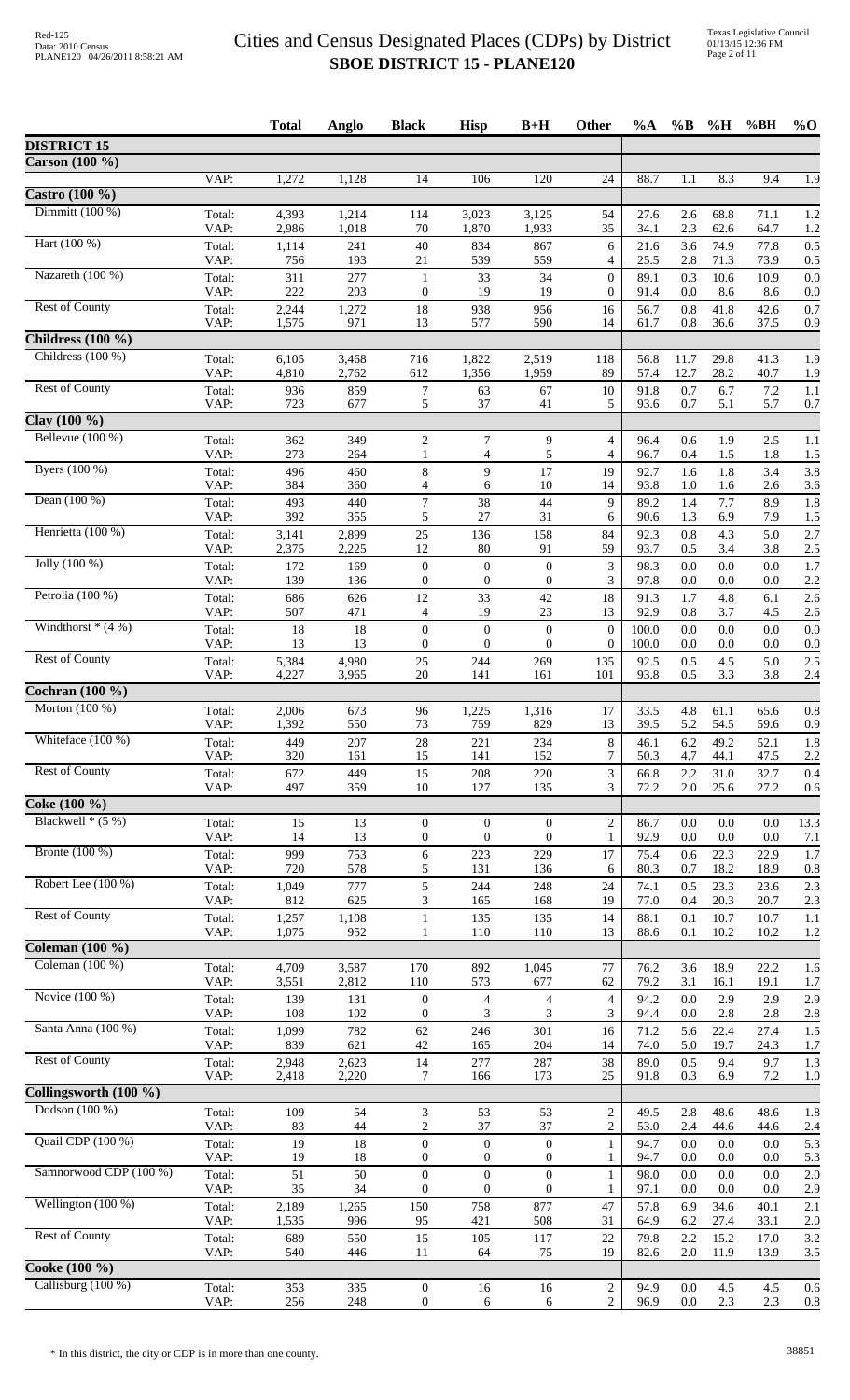# Cities and Census Designated Places (CDPs) by District
## SBOE DISTRICT 15 - PLANE120

Red-125
Data: 2010 Census
PLANE120 04/26/2011 8:58:21 AM

Texas Legislative Council
01/13/15 12:36 PM

| | | Total | Anglo | Black | Hisp | B+H | Other | %A | %B | %H | %BH | %O |
|---|---|---|---|---|---|---|---|---|---|---|---|---|
| **DISTRICT 15** | | | | | | | | | | | | |
| **Carson (100 %)** | | | | | | | | | | | | |
| | VAP: | 1,272 | 1,128 | 14 | 106 | 120 | 24 | 88.7 | 1.1 | 8.3 | 9.4 | 1.9 |
| **Castro (100 %)** | | | | | | | | | | | | |
| Dimmitt (100 %) | Total: | 4,393 | 1,214 | 114 | 3,023 | 3,125 | 54 | 27.6 | 2.6 | 68.8 | 71.1 | 1.2 |
| | VAP: | 2,986 | 1,018 | 70 | 1,870 | 1,933 | 35 | 34.1 | 2.3 | 62.6 | 64.7 | 1.2 |
| Hart (100 %) | Total: | 1,114 | 241 | 40 | 834 | 867 | 6 | 21.6 | 3.6 | 74.9 | 77.8 | 0.5 |
| | VAP: | 756 | 193 | 21 | 539 | 559 | 4 | 25.5 | 2.8 | 71.3 | 73.9 | 0.5 |
| Nazareth (100 %) | Total: | 311 | 277 | 1 | 33 | 34 | 0 | 89.1 | 0.3 | 10.6 | 10.9 | 0.0 |
| | VAP: | 222 | 203 | 0 | 19 | 19 | 0 | 91.4 | 0.0 | 8.6 | 8.6 | 0.0 |
| Rest of County | Total: | 2,244 | 1,272 | 18 | 938 | 956 | 16 | 56.7 | 0.8 | 41.8 | 42.6 | 0.7 |
| | VAP: | 1,575 | 971 | 13 | 577 | 590 | 14 | 61.7 | 0.8 | 36.6 | 37.5 | 0.9 |
| **Childress (100 %)** | | | | | | | | | | | | |
| Childress (100 %) | Total: | 6,105 | 3,468 | 716 | 1,822 | 2,519 | 118 | 56.8 | 11.7 | 29.8 | 41.3 | 1.9 |
| | VAP: | 4,810 | 2,762 | 612 | 1,356 | 1,959 | 89 | 57.4 | 12.7 | 28.2 | 40.7 | 1.9 |
| Rest of County | Total: | 936 | 859 | 7 | 63 | 67 | 10 | 91.8 | 0.7 | 6.7 | 7.2 | 1.1 |
| | VAP: | 723 | 677 | 5 | 37 | 41 | 5 | 93.6 | 0.7 | 5.1 | 5.7 | 0.7 |
| **Clay (100 %)** | | | | | | | | | | | | |
| Bellevue (100 %) | Total: | 362 | 349 | 2 | 7 | 9 | 4 | 96.4 | 0.6 | 1.9 | 2.5 | 1.1 |
| | VAP: | 273 | 264 | 1 | 4 | 5 | 4 | 96.7 | 0.4 | 1.5 | 1.8 | 1.5 |
| Byers (100 %) | Total: | 496 | 460 | 8 | 9 | 17 | 19 | 92.7 | 1.6 | 1.8 | 3.4 | 3.8 |
| | VAP: | 384 | 360 | 4 | 6 | 10 | 14 | 93.8 | 1.0 | 1.6 | 2.6 | 3.6 |
| Dean (100 %) | Total: | 493 | 440 | 7 | 38 | 44 | 9 | 89.2 | 1.4 | 7.7 | 8.9 | 1.8 |
| | VAP: | 392 | 355 | 5 | 27 | 31 | 6 | 90.6 | 1.3 | 6.9 | 7.9 | 1.5 |
| Henrietta (100 %) | Total: | 3,141 | 2,899 | 25 | 136 | 158 | 84 | 92.3 | 0.8 | 4.3 | 5.0 | 2.7 |
| | VAP: | 2,375 | 2,225 | 12 | 80 | 91 | 59 | 93.7 | 0.5 | 3.4 | 3.8 | 2.5 |
| Jolly (100 %) | Total: | 172 | 169 | 0 | 0 | 0 | 3 | 98.3 | 0.0 | 0.0 | 0.0 | 1.7 |
| | VAP: | 139 | 136 | 0 | 0 | 0 | 3 | 97.8 | 0.0 | 0.0 | 0.0 | 2.2 |
| Petrolia (100 %) | Total: | 686 | 626 | 12 | 33 | 42 | 18 | 91.3 | 1.7 | 4.8 | 6.1 | 2.6 |
| | VAP: | 507 | 471 | 4 | 19 | 23 | 13 | 92.9 | 0.8 | 3.7 | 4.5 | 2.6 |
| Windthorst * (4 %) | Total: | 18 | 18 | 0 | 0 | 0 | 0 | 100.0 | 0.0 | 0.0 | 0.0 | 0.0 |
| | VAP: | 13 | 13 | 0 | 0 | 0 | 0 | 100.0 | 0.0 | 0.0 | 0.0 | 0.0 |
| Rest of County | Total: | 5,384 | 4,980 | 25 | 244 | 269 | 135 | 92.5 | 0.5 | 4.5 | 5.0 | 2.5 |
| | VAP: | 4,227 | 3,965 | 20 | 141 | 161 | 101 | 93.8 | 0.5 | 3.3 | 3.8 | 2.4 |
| **Cochran (100 %)** | | | | | | | | | | | | |
| Morton (100 %) | Total: | 2,006 | 673 | 96 | 1,225 | 1,316 | 17 | 33.5 | 4.8 | 61.1 | 65.6 | 0.8 |
| | VAP: | 1,392 | 550 | 73 | 759 | 829 | 13 | 39.5 | 5.2 | 54.5 | 59.6 | 0.9 |
| Whiteface (100 %) | Total: | 449 | 207 | 28 | 221 | 234 | 8 | 46.1 | 6.2 | 49.2 | 52.1 | 1.8 |
| | VAP: | 320 | 161 | 15 | 141 | 152 | 7 | 50.3 | 4.7 | 44.1 | 47.5 | 2.2 |
| Rest of County | Total: | 672 | 449 | 15 | 208 | 220 | 3 | 66.8 | 2.2 | 31.0 | 32.7 | 0.4 |
| | VAP: | 497 | 359 | 10 | 127 | 135 | 3 | 72.2 | 2.0 | 25.6 | 27.2 | 0.6 |
| **Coke (100 %)** | | | | | | | | | | | | |
| Blackwell * (5 %) | Total: | 15 | 13 | 0 | 0 | 0 | 2 | 86.7 | 0.0 | 0.0 | 0.0 | 13.3 |
| | VAP: | 14 | 13 | 0 | 0 | 0 | 1 | 92.9 | 0.0 | 0.0 | 0.0 | 7.1 |
| Bronte (100 %) | Total: | 999 | 753 | 6 | 223 | 229 | 17 | 75.4 | 0.6 | 22.3 | 22.9 | 1.7 |
| | VAP: | 720 | 578 | 5 | 131 | 136 | 6 | 80.3 | 0.7 | 18.2 | 18.9 | 0.8 |
| Robert Lee (100 %) | Total: | 1,049 | 777 | 5 | 244 | 248 | 24 | 74.1 | 0.5 | 23.3 | 23.6 | 2.3 |
| | VAP: | 812 | 625 | 3 | 165 | 168 | 19 | 77.0 | 0.4 | 20.3 | 20.7 | 2.3 |
| Rest of County | Total: | 1,257 | 1,108 | 1 | 135 | 135 | 14 | 88.1 | 0.1 | 10.7 | 10.7 | 1.1 |
| | VAP: | 1,075 | 952 | 1 | 110 | 110 | 13 | 88.6 | 0.1 | 10.2 | 10.2 | 1.2 |
| **Coleman (100 %)** | | | | | | | | | | | | |
| Coleman (100 %) | Total: | 4,709 | 3,587 | 170 | 892 | 1,045 | 77 | 76.2 | 3.6 | 18.9 | 22.2 | 1.6 |
| | VAP: | 3,551 | 2,812 | 110 | 573 | 677 | 62 | 79.2 | 3.1 | 16.1 | 19.1 | 1.7 |
| Novice (100 %) | Total: | 139 | 131 | 0 | 4 | 4 | 4 | 94.2 | 0.0 | 2.9 | 2.9 | 2.9 |
| | VAP: | 108 | 102 | 0 | 3 | 3 | 3 | 94.4 | 0.0 | 2.8 | 2.8 | 2.8 |
| Santa Anna (100 %) | Total: | 1,099 | 782 | 62 | 246 | 301 | 16 | 71.2 | 5.6 | 22.4 | 27.4 | 1.5 |
| | VAP: | 839 | 621 | 42 | 165 | 204 | 14 | 74.0 | 5.0 | 19.7 | 24.3 | 1.7 |
| Rest of County | Total: | 2,948 | 2,623 | 14 | 277 | 287 | 38 | 89.0 | 0.5 | 9.4 | 9.7 | 1.3 |
| | VAP: | 2,418 | 2,220 | 7 | 166 | 173 | 25 | 91.8 | 0.3 | 6.9 | 7.2 | 1.0 |
| **Collingsworth (100 %)** | | | | | | | | | | | | |
| Dodson (100 %) | Total: | 109 | 54 | 3 | 53 | 53 | 2 | 49.5 | 2.8 | 48.6 | 48.6 | 1.8 |
| | VAP: | 83 | 44 | 2 | 37 | 37 | 2 | 53.0 | 2.4 | 44.6 | 44.6 | 2.4 |
| Quail CDP (100 %) | Total: | 19 | 18 | 0 | 0 | 0 | 1 | 94.7 | 0.0 | 0.0 | 0.0 | 5.3 |
| | VAP: | 19 | 18 | 0 | 0 | 0 | 1 | 94.7 | 0.0 | 0.0 | 0.0 | 5.3 |
| Samnorwood CDP (100 %) | Total: | 51 | 50 | 0 | 0 | 0 | 1 | 98.0 | 0.0 | 0.0 | 0.0 | 2.0 |
| | VAP: | 35 | 34 | 0 | 0 | 0 | 1 | 97.1 | 0.0 | 0.0 | 0.0 | 2.9 |
| Wellington (100 %) | Total: | 2,189 | 1,265 | 150 | 758 | 877 | 47 | 57.8 | 6.9 | 34.6 | 40.1 | 2.1 |
| | VAP: | 1,535 | 996 | 95 | 421 | 508 | 31 | 64.9 | 6.2 | 27.4 | 33.1 | 2.0 |
| Rest of County | Total: | 689 | 550 | 15 | 105 | 117 | 22 | 79.8 | 2.2 | 15.2 | 17.0 | 3.2 |
| | VAP: | 540 | 446 | 11 | 64 | 75 | 19 | 82.6 | 2.0 | 11.9 | 13.9 | 3.5 |
| **Cooke (100 %)** | | | | | | | | | | | | |
| Callisburg (100 %) | Total: | 353 | 335 | 0 | 16 | 16 | 2 | 94.9 | 0.0 | 4.5 | 4.5 | 0.6 |
| | VAP: | 256 | 248 | 0 | 6 | 6 | 2 | 96.9 | 0.0 | 2.3 | 2.3 | 0.8 |

* In this district, the city or CDP is in more than one county.

38851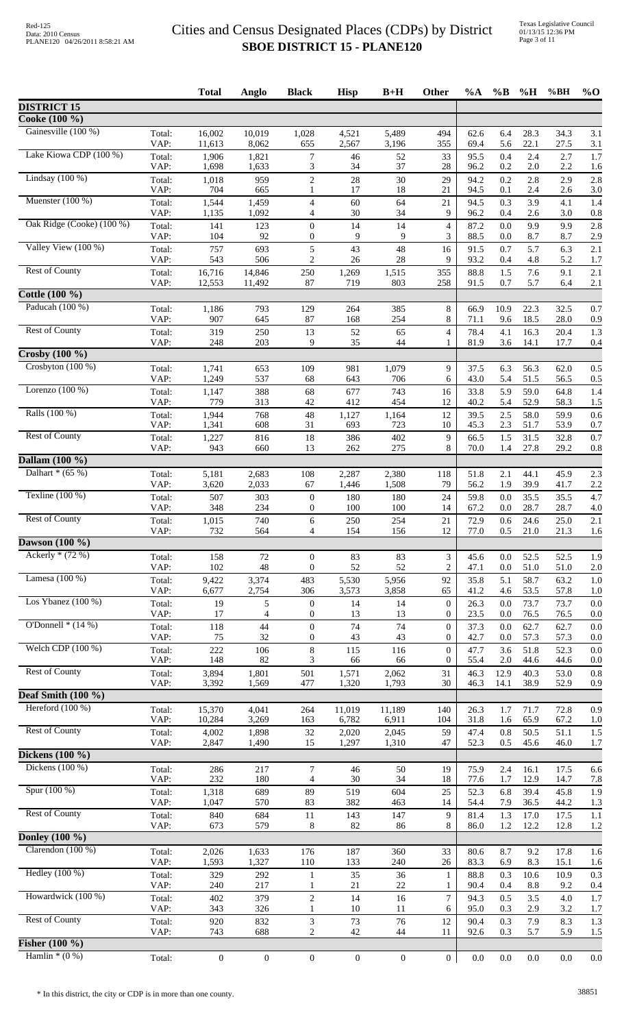# Cities and Census Designated Places (CDPs) by District

## SBOE DISTRICT 15 - PLANE120

Red-125
Data: 2010 Census
PLANE120 04/26/2011 8:58:21 AM

Texas Legislative Council
01/13/15 12:36 PM

| | | Total | Anglo | Black | Hisp | B+H | Other | %A | %B | %H | %BH | %O |
|---|---|---|---|---|---|---|---|---|---|---|---|---|
| **DISTRICT 15** | | | | | | | | | | | | |
| **Cooke (100 %)** | | | | | | | | | | | | |
| Gainesville (100 %) | Total: | 16,002 | 10,019 | 1,028 | 4,521 | 5,489 | 494 | 62.6 | 6.4 | 28.3 | 34.3 | 3.1 |
| | VAP: | 11,613 | 8,062 | 655 | 2,567 | 3,196 | 355 | 69.4 | 5.6 | 22.1 | 27.5 | 3.1 |
| Lake Kiowa CDP (100 %) | Total: | 1,906 | 1,821 | 7 | 46 | 52 | 33 | 95.5 | 0.4 | 2.4 | 2.7 | 1.7 |
| | VAP: | 1,698 | 1,633 | 3 | 34 | 37 | 28 | 96.2 | 0.2 | 2.0 | 2.2 | 1.6 |
| Lindsay (100 %) | Total: | 1,018 | 959 | 2 | 28 | 30 | 29 | 94.2 | 0.2 | 2.8 | 2.9 | 2.8 |
| | VAP: | 704 | 665 | 1 | 17 | 18 | 21 | 94.5 | 0.1 | 2.4 | 2.6 | 3.0 |
| Muenster (100 %) | Total: | 1,544 | 1,459 | 4 | 60 | 64 | 21 | 94.5 | 0.3 | 3.9 | 4.1 | 1.4 |
| | VAP: | 1,135 | 1,092 | 4 | 30 | 34 | 9 | 96.2 | 0.4 | 2.6 | 3.0 | 0.8 |
| Oak Ridge (Cooke) (100 %) | Total: | 141 | 123 | 0 | 14 | 14 | 4 | 87.2 | 0.0 | 9.9 | 9.9 | 2.8 |
| | VAP: | 104 | 92 | 0 | 9 | 9 | 3 | 88.5 | 0.0 | 8.7 | 8.7 | 2.9 |
| Valley View (100 %) | Total: | 757 | 693 | 5 | 43 | 48 | 16 | 91.5 | 0.7 | 5.7 | 6.3 | 2.1 |
| | VAP: | 543 | 506 | 2 | 26 | 28 | 9 | 93.2 | 0.4 | 4.8 | 5.2 | 1.7 |
| Rest of County | Total: | 16,716 | 14,846 | 250 | 1,269 | 1,515 | 355 | 88.8 | 1.5 | 7.6 | 9.1 | 2.1 |
| | VAP: | 12,553 | 11,492 | 87 | 719 | 803 | 258 | 91.5 | 0.7 | 5.7 | 6.4 | 2.1 |
| **Cottle (100 %)** | | | | | | | | | | | | |
| Paducah (100 %) | Total: | 1,186 | 793 | 129 | 264 | 385 | 8 | 66.9 | 10.9 | 22.3 | 32.5 | 0.7 |
| | VAP: | 907 | 645 | 87 | 168 | 254 | 8 | 71.1 | 9.6 | 18.5 | 28.0 | 0.9 |
| Rest of County | Total: | 319 | 250 | 13 | 52 | 65 | 4 | 78.4 | 4.1 | 16.3 | 20.4 | 1.3 |
| | VAP: | 248 | 203 | 9 | 35 | 44 | 1 | 81.9 | 3.6 | 14.1 | 17.7 | 0.4 |
| **Crosby (100 %)** | | | | | | | | | | | | |
| Crosbyton (100 %) | Total: | 1,741 | 653 | 109 | 981 | 1,079 | 9 | 37.5 | 6.3 | 56.3 | 62.0 | 0.5 |
| | VAP: | 1,249 | 537 | 68 | 643 | 706 | 6 | 43.0 | 5.4 | 51.5 | 56.5 | 0.5 |
| Lorenzo (100 %) | Total: | 1,147 | 388 | 68 | 677 | 743 | 16 | 33.8 | 5.9 | 59.0 | 64.8 | 1.4 |
| | VAP: | 779 | 313 | 42 | 412 | 454 | 12 | 40.2 | 5.4 | 52.9 | 58.3 | 1.5 |
| Ralls (100 %) | Total: | 1,944 | 768 | 48 | 1,127 | 1,164 | 12 | 39.5 | 2.5 | 58.0 | 59.9 | 0.6 |
| | VAP: | 1,341 | 608 | 31 | 693 | 723 | 10 | 45.3 | 2.3 | 51.7 | 53.9 | 0.7 |
| Rest of County | Total: | 1,227 | 816 | 18 | 386 | 402 | 9 | 66.5 | 1.5 | 31.5 | 32.8 | 0.7 |
| | VAP: | 943 | 660 | 13 | 262 | 275 | 8 | 70.0 | 1.4 | 27.8 | 29.2 | 0.8 |
| **Dallam (100 %)** | | | | | | | | | | | | |
| Dalhart * (65 %) | Total: | 5,181 | 2,683 | 108 | 2,287 | 2,380 | 118 | 51.8 | 2.1 | 44.1 | 45.9 | 2.3 |
| | VAP: | 3,620 | 2,033 | 67 | 1,446 | 1,508 | 79 | 56.2 | 1.9 | 39.9 | 41.7 | 2.2 |
| Texline (100 %) | Total: | 507 | 303 | 0 | 180 | 180 | 24 | 59.8 | 0.0 | 35.5 | 35.5 | 4.7 |
| | VAP: | 348 | 234 | 0 | 100 | 100 | 14 | 67.2 | 0.0 | 28.7 | 28.7 | 4.0 |
| Rest of County | Total: | 1,015 | 740 | 6 | 250 | 254 | 21 | 72.9 | 0.6 | 24.6 | 25.0 | 2.1 |
| | VAP: | 732 | 564 | 4 | 154 | 156 | 12 | 77.0 | 0.5 | 21.0 | 21.3 | 1.6 |
| **Dawson (100 %)** | | | | | | | | | | | | |
| Ackerly * (72 %) | Total: | 158 | 72 | 0 | 83 | 83 | 3 | 45.6 | 0.0 | 52.5 | 52.5 | 1.9 |
| | VAP: | 102 | 48 | 0 | 52 | 52 | 2 | 47.1 | 0.0 | 51.0 | 51.0 | 2.0 |
| Lamesa (100 %) | Total: | 9,422 | 3,374 | 483 | 5,530 | 5,956 | 92 | 35.8 | 5.1 | 58.7 | 63.2 | 1.0 |
| | VAP: | 6,677 | 2,754 | 306 | 3,573 | 3,858 | 65 | 41.2 | 4.6 | 53.5 | 57.8 | 1.0 |
| Los Ybanez (100 %) | Total: | 19 | 5 | 0 | 14 | 14 | 0 | 26.3 | 0.0 | 73.7 | 73.7 | 0.0 |
| | VAP: | 17 | 4 | 0 | 13 | 13 | 0 | 23.5 | 0.0 | 76.5 | 76.5 | 0.0 |
| O'Donnell * (14 %) | Total: | 118 | 44 | 0 | 74 | 74 | 0 | 37.3 | 0.0 | 62.7 | 62.7 | 0.0 |
| | VAP: | 75 | 32 | 0 | 43 | 43 | 0 | 42.7 | 0.0 | 57.3 | 57.3 | 0.0 |
| Welch CDP (100 %) | Total: | 222 | 106 | 8 | 115 | 116 | 0 | 47.7 | 3.6 | 51.8 | 52.3 | 0.0 |
| | VAP: | 148 | 82 | 3 | 66 | 66 | 0 | 55.4 | 2.0 | 44.6 | 44.6 | 0.0 |
| Rest of County | Total: | 3,894 | 1,801 | 501 | 1,571 | 2,062 | 31 | 46.3 | 12.9 | 40.3 | 53.0 | 0.8 |
| | VAP: | 3,392 | 1,569 | 477 | 1,320 | 1,793 | 30 | 46.3 | 14.1 | 38.9 | 52.9 | 0.9 |
| **Deaf Smith (100 %)** | | | | | | | | | | | | |
| Hereford (100 %) | Total: | 15,370 | 4,041 | 264 | 11,019 | 11,189 | 140 | 26.3 | 1.7 | 71.7 | 72.8 | 0.9 |
| | VAP: | 10,284 | 3,269 | 163 | 6,782 | 6,911 | 104 | 31.8 | 1.6 | 65.9 | 67.2 | 1.0 |
| Rest of County | Total: | 4,002 | 1,898 | 32 | 2,020 | 2,045 | 59 | 47.4 | 0.8 | 50.5 | 51.1 | 1.5 |
| | VAP: | 2,847 | 1,490 | 15 | 1,297 | 1,310 | 47 | 52.3 | 0.5 | 45.6 | 46.0 | 1.7 |
| **Dickens (100 %)** | | | | | | | | | | | | |
| Dickens (100 %) | Total: | 286 | 217 | 7 | 46 | 50 | 19 | 75.9 | 2.4 | 16.1 | 17.5 | 6.6 |
| | VAP: | 232 | 180 | 4 | 30 | 34 | 18 | 77.6 | 1.7 | 12.9 | 14.7 | 7.8 |
| Spur (100 %) | Total: | 1,318 | 689 | 89 | 519 | 604 | 25 | 52.3 | 6.8 | 39.4 | 45.8 | 1.9 |
| | VAP: | 1,047 | 570 | 83 | 382 | 463 | 14 | 54.4 | 7.9 | 36.5 | 44.2 | 1.3 |
| Rest of County | Total: | 840 | 684 | 11 | 143 | 147 | 9 | 81.4 | 1.3 | 17.0 | 17.5 | 1.1 |
| | VAP: | 673 | 579 | 8 | 82 | 86 | 8 | 86.0 | 1.2 | 12.2 | 12.8 | 1.2 |
| **Donley (100 %)** | | | | | | | | | | | | |
| Clarendon (100 %) | Total: | 2,026 | 1,633 | 176 | 187 | 360 | 33 | 80.6 | 8.7 | 9.2 | 17.8 | 1.6 |
| | VAP: | 1,593 | 1,327 | 110 | 133 | 240 | 26 | 83.3 | 6.9 | 8.3 | 15.1 | 1.6 |
| Hedley (100 %) | Total: | 329 | 292 | 1 | 35 | 36 | 1 | 88.8 | 0.3 | 10.6 | 10.9 | 0.3 |
| | VAP: | 240 | 217 | 1 | 21 | 22 | 1 | 90.4 | 0.4 | 8.8 | 9.2 | 0.4 |
| Howardwick (100 %) | Total: | 402 | 379 | 2 | 14 | 16 | 7 | 94.3 | 0.5 | 3.5 | 4.0 | 1.7 |
| | VAP: | 343 | 326 | 1 | 10 | 11 | 6 | 95.0 | 0.3 | 2.9 | 3.2 | 1.7 |
| Rest of County | Total: | 920 | 832 | 3 | 73 | 76 | 12 | 90.4 | 0.3 | 7.9 | 8.3 | 1.3 |
| | VAP: | 743 | 688 | 2 | 42 | 44 | 11 | 92.6 | 0.3 | 5.7 | 5.9 | 1.5 |
| **Fisher (100 %)** | | | | | | | | | | | | |
| Hamlin * (0 %) | Total: | 0 | 0 | 0 | 0 | 0 | 0 | 0.0 | 0.0 | 0.0 | 0.0 | 0.0 |

* In this district, the city or CDP is in more than one county.

38851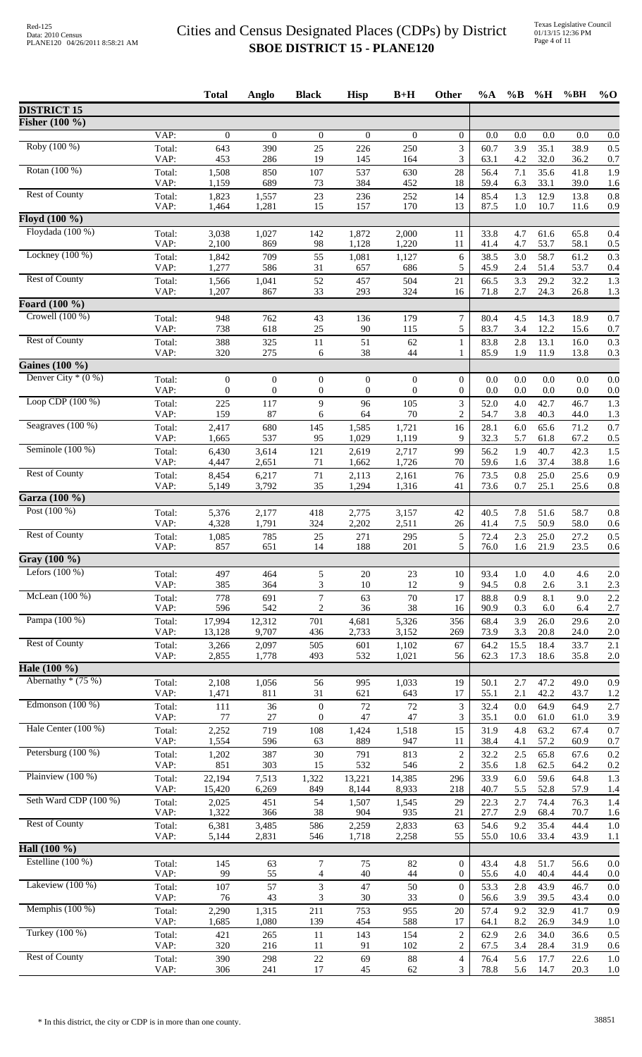# Cities and Census Designated Places (CDPs) by District

## SBOE DISTRICT 15 - PLANE120

Red-125
Data: 2010 Census
PLANE120 04/26/2011 8:58:21 AM

Texas Legislative Council
01/13/15 12:36 PM

| | | Total | Anglo | Black | Hisp | B+H | Other | %A | %B | %H | %BH | %O |
|---|---|---|---|---|---|---|---|---|---|---|---|---|
| **DISTRICT 15** | | | | | | | | | | | | |
| **Fisher (100 %)** | | | | | | | | | | | | |
| | VAP: | 0 | 0 | 0 | 0 | 0 | 0 | 0.0 | 0.0 | 0.0 | 0.0 | 0.0 |
| Roby (100 %) | Total: | 643 | 390 | 25 | 226 | 250 | 3 | 60.7 | 3.9 | 35.1 | 38.9 | 0.5 |
| | VAP: | 453 | 286 | 19 | 145 | 164 | 3 | 63.1 | 4.2 | 32.0 | 36.2 | 0.7 |
| Rotan (100 %) | Total: | 1,508 | 850 | 107 | 537 | 630 | 28 | 56.4 | 7.1 | 35.6 | 41.8 | 1.9 |
| | VAP: | 1,159 | 689 | 73 | 384 | 452 | 18 | 59.4 | 6.3 | 33.1 | 39.0 | 1.6 |
| Rest of County | Total: | 1,823 | 1,557 | 23 | 236 | 252 | 14 | 85.4 | 1.3 | 12.9 | 13.8 | 0.8 |
| | VAP: | 1,464 | 1,281 | 15 | 157 | 170 | 13 | 87.5 | 1.0 | 10.7 | 11.6 | 0.9 |
| **Floyd (100 %)** | | | | | | | | | | | | |
| Floydada (100 %) | Total: | 3,038 | 1,027 | 142 | 1,872 | 2,000 | 11 | 33.8 | 4.7 | 61.6 | 65.8 | 0.4 |
| | VAP: | 2,100 | 869 | 98 | 1,128 | 1,220 | 11 | 41.4 | 4.7 | 53.7 | 58.1 | 0.5 |
| Lockney (100 %) | Total: | 1,842 | 709 | 55 | 1,081 | 1,127 | 6 | 38.5 | 3.0 | 58.7 | 61.2 | 0.3 |
| | VAP: | 1,277 | 586 | 31 | 657 | 686 | 5 | 45.9 | 2.4 | 51.4 | 53.7 | 0.4 |
| Rest of County | Total: | 1,566 | 1,041 | 52 | 457 | 504 | 21 | 66.5 | 3.3 | 29.2 | 32.2 | 1.3 |
| | VAP: | 1,207 | 867 | 33 | 293 | 324 | 16 | 71.8 | 2.7 | 24.3 | 26.8 | 1.3 |
| **Foard (100 %)** | | | | | | | | | | | | |
| Crowell (100 %) | Total: | 948 | 762 | 43 | 136 | 179 | 7 | 80.4 | 4.5 | 14.3 | 18.9 | 0.7 |
| | VAP: | 738 | 618 | 25 | 90 | 115 | 5 | 83.7 | 3.4 | 12.2 | 15.6 | 0.7 |
| Rest of County | Total: | 388 | 325 | 11 | 51 | 62 | 1 | 83.8 | 2.8 | 13.1 | 16.0 | 0.3 |
| | VAP: | 320 | 275 | 6 | 38 | 44 | 1 | 85.9 | 1.9 | 11.9 | 13.8 | 0.3 |
| **Gaines (100 %)** | | | | | | | | | | | | |
| Denver City * (0 %) | Total: | 0 | 0 | 0 | 0 | 0 | 0 | 0.0 | 0.0 | 0.0 | 0.0 | 0.0 |
| | VAP: | 0 | 0 | 0 | 0 | 0 | 0 | 0.0 | 0.0 | 0.0 | 0.0 | 0.0 |
| Loop CDP (100 %) | Total: | 225 | 117 | 9 | 96 | 105 | 3 | 52.0 | 4.0 | 42.7 | 46.7 | 1.3 |
| | VAP: | 159 | 87 | 6 | 64 | 70 | 2 | 54.7 | 3.8 | 40.3 | 44.0 | 1.3 |
| Seagraves (100 %) | Total: | 2,417 | 680 | 145 | 1,585 | 1,721 | 16 | 28.1 | 6.0 | 65.6 | 71.2 | 0.7 |
| | VAP: | 1,665 | 537 | 95 | 1,029 | 1,119 | 9 | 32.3 | 5.7 | 61.8 | 67.2 | 0.5 |
| Seminole (100 %) | Total: | 6,430 | 3,614 | 121 | 2,619 | 2,717 | 99 | 56.2 | 1.9 | 40.7 | 42.3 | 1.5 |
| | VAP: | 4,447 | 2,651 | 71 | 1,662 | 1,726 | 70 | 59.6 | 1.6 | 37.4 | 38.8 | 1.6 |
| Rest of County | Total: | 8,454 | 6,217 | 71 | 2,113 | 2,161 | 76 | 73.5 | 0.8 | 25.0 | 25.6 | 0.9 |
| | VAP: | 5,149 | 3,792 | 35 | 1,294 | 1,316 | 41 | 73.6 | 0.7 | 25.1 | 25.6 | 0.8 |
| **Garza (100 %)** | | | | | | | | | | | | |
| Post (100 %) | Total: | 5,376 | 2,177 | 418 | 2,775 | 3,157 | 42 | 40.5 | 7.8 | 51.6 | 58.7 | 0.8 |
| | VAP: | 4,328 | 1,791 | 324 | 2,202 | 2,511 | 26 | 41.4 | 7.5 | 50.9 | 58.0 | 0.6 |
| Rest of County | Total: | 1,085 | 785 | 25 | 271 | 295 | 5 | 72.4 | 2.3 | 25.0 | 27.2 | 0.5 |
| | VAP: | 857 | 651 | 14 | 188 | 201 | 5 | 76.0 | 1.6 | 21.9 | 23.5 | 0.6 |
| **Gray (100 %)** | | | | | | | | | | | | |
| Lefors (100 %) | Total: | 497 | 464 | 5 | 20 | 23 | 10 | 93.4 | 1.0 | 4.0 | 4.6 | 2.0 |
| | VAP: | 385 | 364 | 3 | 10 | 12 | 9 | 94.5 | 0.8 | 2.6 | 3.1 | 2.3 |
| McLean (100 %) | Total: | 778 | 691 | 7 | 63 | 70 | 17 | 88.8 | 0.9 | 8.1 | 9.0 | 2.2 |
| | VAP: | 596 | 542 | 2 | 36 | 38 | 16 | 90.9 | 0.3 | 6.0 | 6.4 | 2.7 |
| Pampa (100 %) | Total: | 17,994 | 12,312 | 701 | 4,681 | 5,326 | 356 | 68.4 | 3.9 | 26.0 | 29.6 | 2.0 |
| | VAP: | 13,128 | 9,707 | 436 | 2,733 | 3,152 | 269 | 73.9 | 3.3 | 20.8 | 24.0 | 2.0 |
| Rest of County | Total: | 3,266 | 2,097 | 505 | 601 | 1,102 | 67 | 64.2 | 15.5 | 18.4 | 33.7 | 2.1 |
| | VAP: | 2,855 | 1,778 | 493 | 532 | 1,021 | 56 | 62.3 | 17.3 | 18.6 | 35.8 | 2.0 |
| **Hale (100 %)** | | | | | | | | | | | | |
| Abernathy * (75 %) | Total: | 2,108 | 1,056 | 56 | 995 | 1,033 | 19 | 50.1 | 2.7 | 47.2 | 49.0 | 0.9 |
| | VAP: | 1,471 | 811 | 31 | 621 | 643 | 17 | 55.1 | 2.1 | 42.2 | 43.7 | 1.2 |
| Edmonson (100 %) | Total: | 111 | 36 | 0 | 72 | 72 | 3 | 32.4 | 0.0 | 64.9 | 64.9 | 2.7 |
| | VAP: | 77 | 27 | 0 | 47 | 47 | 3 | 35.1 | 0.0 | 61.0 | 61.0 | 3.9 |
| Hale Center (100 %) | Total: | 2,252 | 719 | 108 | 1,424 | 1,518 | 15 | 31.9 | 4.8 | 63.2 | 67.4 | 0.7 |
| | VAP: | 1,554 | 596 | 63 | 889 | 947 | 11 | 38.4 | 4.1 | 57.2 | 60.9 | 0.7 |
| Petersburg (100 %) | Total: | 1,202 | 387 | 30 | 791 | 813 | 2 | 32.2 | 2.5 | 65.8 | 67.6 | 0.2 |
| | VAP: | 851 | 303 | 15 | 532 | 546 | 2 | 35.6 | 1.8 | 62.5 | 64.2 | 0.2 |
| Plainview (100 %) | Total: | 22,194 | 7,513 | 1,322 | 13,221 | 14,385 | 296 | 33.9 | 6.0 | 59.6 | 64.8 | 1.3 |
| | VAP: | 15,420 | 6,269 | 849 | 8,144 | 8,933 | 218 | 40.7 | 5.5 | 52.8 | 57.9 | 1.4 |
| Seth Ward CDP (100 %) | Total: | 2,025 | 451 | 54 | 1,507 | 1,545 | 29 | 22.3 | 2.7 | 74.4 | 76.3 | 1.4 |
| | VAP: | 1,322 | 366 | 38 | 904 | 935 | 21 | 27.7 | 2.9 | 68.4 | 70.7 | 1.6 |
| Rest of County | Total: | 6,381 | 3,485 | 586 | 2,259 | 2,833 | 63 | 54.6 | 9.2 | 35.4 | 44.4 | 1.0 |
| | VAP: | 5,144 | 2,831 | 546 | 1,718 | 2,258 | 55 | 55.0 | 10.6 | 33.4 | 43.9 | 1.1 |
| **Hall (100 %)** | | | | | | | | | | | | |
| Estelline (100 %) | Total: | 145 | 63 | 7 | 75 | 82 | 0 | 43.4 | 4.8 | 51.7 | 56.6 | 0.0 |
| | VAP: | 99 | 55 | 4 | 40 | 44 | 0 | 55.6 | 4.0 | 40.4 | 44.4 | 0.0 |
| Lakeview (100 %) | Total: | 107 | 57 | 3 | 47 | 50 | 0 | 53.3 | 2.8 | 43.9 | 46.7 | 0.0 |
| | VAP: | 76 | 43 | 3 | 30 | 33 | 0 | 56.6 | 3.9 | 39.5 | 43.4 | 0.0 |
| Memphis (100 %) | Total: | 2,290 | 1,315 | 211 | 753 | 955 | 20 | 57.4 | 9.2 | 32.9 | 41.7 | 0.9 |
| | VAP: | 1,685 | 1,080 | 139 | 454 | 588 | 17 | 64.1 | 8.2 | 26.9 | 34.9 | 1.0 |
| Turkey (100 %) | Total: | 421 | 265 | 11 | 143 | 154 | 2 | 62.9 | 2.6 | 34.0 | 36.6 | 0.5 |
| | VAP: | 320 | 216 | 11 | 91 | 102 | 2 | 67.5 | 3.4 | 28.4 | 31.9 | 0.6 |
| Rest of County | Total: | 390 | 298 | 22 | 69 | 88 | 4 | 76.4 | 5.6 | 17.7 | 22.6 | 1.0 |
| | VAP: | 306 | 241 | 17 | 45 | 62 | 3 | 78.8 | 5.6 | 14.7 | 20.3 | 1.0 |

* In this district, the city or CDP is in more than one county.

38851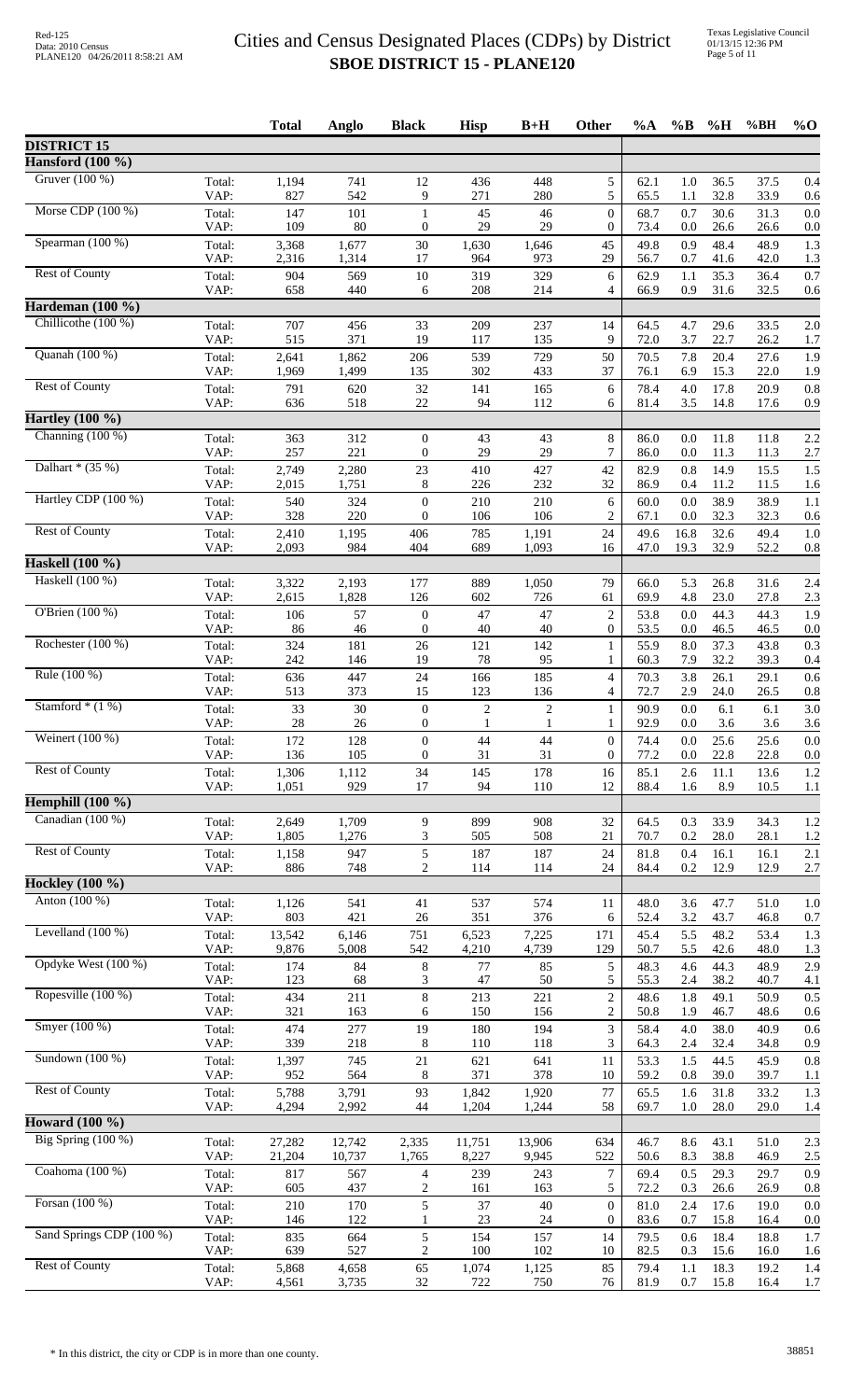# Cities and Census Designated Places (CDPs) by District
## SBOE DISTRICT 15 - PLANE120

Red-125
Data: 2010 Census
PLANE120 04/26/2011 8:58:21 AM

Texas Legislative Council
01/13/15 12:36 PM

| | | Total | Anglo | Black | Hisp | B+H | Other | %A | %B | %H | %BH | %O |
|---|---|---|---|---|---|---|---|---|---|---|---|---|
| **DISTRICT 15** | | | | | | | | | | | | |
| **Hansford (100 %)** | | | | | | | | | | | | |
| Gruver (100 %) | Total: | 1,194 | 741 | 12 | 436 | 448 | 5 | 62.1 | 1.0 | 36.5 | 37.5 | 0.4 |
| | VAP: | 827 | 542 | 9 | 271 | 280 | 5 | 65.5 | 1.1 | 32.8 | 33.9 | 0.6 |
| Morse CDP (100 %) | Total: | 147 | 101 | 1 | 45 | 46 | 0 | 68.7 | 0.7 | 30.6 | 31.3 | 0.0 |
| | VAP: | 109 | 80 | 0 | 29 | 29 | 0 | 73.4 | 0.0 | 26.6 | 26.6 | 0.0 |
| Spearman (100 %) | Total: | 3,368 | 1,677 | 30 | 1,630 | 1,646 | 45 | 49.8 | 0.9 | 48.4 | 48.9 | 1.3 |
| | VAP: | 2,316 | 1,314 | 17 | 964 | 973 | 29 | 56.7 | 0.7 | 41.6 | 42.0 | 1.3 |
| Rest of County | Total: | 904 | 569 | 10 | 319 | 329 | 6 | 62.9 | 1.1 | 35.3 | 36.4 | 0.7 |
| | VAP: | 658 | 440 | 6 | 208 | 214 | 4 | 66.9 | 0.9 | 31.6 | 32.5 | 0.6 |
| **Hardeman (100 %)** | | | | | | | | | | | | |
| Chillicothe (100 %) | Total: | 707 | 456 | 33 | 209 | 237 | 14 | 64.5 | 4.7 | 29.6 | 33.5 | 2.0 |
| | VAP: | 515 | 371 | 19 | 117 | 135 | 9 | 72.0 | 3.7 | 22.7 | 26.2 | 1.7 |
| Quanah (100 %) | Total: | 2,641 | 1,862 | 206 | 539 | 729 | 50 | 70.5 | 7.8 | 20.4 | 27.6 | 1.9 |
| | VAP: | 1,969 | 1,499 | 135 | 302 | 433 | 37 | 76.1 | 6.9 | 15.3 | 22.0 | 1.9 |
| Rest of County | Total: | 791 | 620 | 32 | 141 | 165 | 6 | 78.4 | 4.0 | 17.8 | 20.9 | 0.8 |
| | VAP: | 636 | 518 | 22 | 94 | 112 | 6 | 81.4 | 3.5 | 14.8 | 17.6 | 0.9 |
| **Hartley (100 %)** | | | | | | | | | | | | |
| Channing (100 %) | Total: | 363 | 312 | 0 | 43 | 43 | 8 | 86.0 | 0.0 | 11.8 | 11.8 | 2.2 |
| | VAP: | 257 | 221 | 0 | 29 | 29 | 7 | 86.0 | 0.0 | 11.3 | 11.3 | 2.7 |
| Dalhart * (35 %) | Total: | 2,749 | 2,280 | 23 | 410 | 427 | 42 | 82.9 | 0.8 | 14.9 | 15.5 | 1.5 |
| | VAP: | 2,015 | 1,751 | 8 | 226 | 232 | 32 | 86.9 | 0.4 | 11.2 | 11.5 | 1.6 |
| Hartley CDP (100 %) | Total: | 540 | 324 | 0 | 210 | 210 | 6 | 60.0 | 0.0 | 38.9 | 38.9 | 1.1 |
| | VAP: | 328 | 220 | 0 | 106 | 106 | 2 | 67.1 | 0.0 | 32.3 | 32.3 | 0.6 |
| Rest of County | Total: | 2,410 | 1,195 | 406 | 785 | 1,191 | 24 | 49.6 | 16.8 | 32.6 | 49.4 | 1.0 |
| | VAP: | 2,093 | 984 | 404 | 689 | 1,093 | 16 | 47.0 | 19.3 | 32.9 | 52.2 | 0.8 |
| **Haskell (100 %)** | | | | | | | | | | | | |
| Haskell (100 %) | Total: | 3,322 | 2,193 | 177 | 889 | 1,050 | 79 | 66.0 | 5.3 | 26.8 | 31.6 | 2.4 |
| | VAP: | 2,615 | 1,828 | 126 | 602 | 726 | 61 | 69.9 | 4.8 | 23.0 | 27.8 | 2.3 |
| O'Brien (100 %) | Total: | 106 | 57 | 0 | 47 | 47 | 2 | 53.8 | 0.0 | 44.3 | 44.3 | 1.9 |
| | VAP: | 86 | 46 | 0 | 40 | 40 | 0 | 53.5 | 0.0 | 46.5 | 46.5 | 0.0 |
| Rochester (100 %) | Total: | 324 | 181 | 26 | 121 | 142 | 1 | 55.9 | 8.0 | 37.3 | 43.8 | 0.3 |
| | VAP: | 242 | 146 | 19 | 78 | 95 | 1 | 60.3 | 7.9 | 32.2 | 39.3 | 0.4 |
| Rule (100 %) | Total: | 636 | 447 | 24 | 166 | 185 | 4 | 70.3 | 3.8 | 26.1 | 29.1 | 0.6 |
| | VAP: | 513 | 373 | 15 | 123 | 136 | 4 | 72.7 | 2.9 | 24.0 | 26.5 | 0.8 |
| Stamford * (1 %) | Total: | 33 | 30 | 0 | 2 | 2 | 1 | 90.9 | 0.0 | 6.1 | 6.1 | 3.0 |
| | VAP: | 28 | 26 | 0 | 1 | 1 | 1 | 92.9 | 0.0 | 3.6 | 3.6 | 3.6 |
| Weinert (100 %) | Total: | 172 | 128 | 0 | 44 | 44 | 0 | 74.4 | 0.0 | 25.6 | 25.6 | 0.0 |
| | VAP: | 136 | 105 | 0 | 31 | 31 | 0 | 77.2 | 0.0 | 22.8 | 22.8 | 0.0 |
| Rest of County | Total: | 1,306 | 1,112 | 34 | 145 | 178 | 16 | 85.1 | 2.6 | 11.1 | 13.6 | 1.2 |
| | VAP: | 1,051 | 929 | 17 | 94 | 110 | 12 | 88.4 | 1.6 | 8.9 | 10.5 | 1.1 |
| **Hemphill (100 %)** | | | | | | | | | | | | |
| Canadian (100 %) | Total: | 2,649 | 1,709 | 9 | 899 | 908 | 32 | 64.5 | 0.3 | 33.9 | 34.3 | 1.2 |
| | VAP: | 1,805 | 1,276 | 3 | 505 | 508 | 21 | 70.7 | 0.2 | 28.0 | 28.1 | 1.2 |
| Rest of County | Total: | 1,158 | 947 | 5 | 187 | 187 | 24 | 81.8 | 0.4 | 16.1 | 16.1 | 2.1 |
| | VAP: | 886 | 748 | 2 | 114 | 114 | 24 | 84.4 | 0.2 | 12.9 | 12.9 | 2.7 |
| **Hockley (100 %)** | | | | | | | | | | | | |
| Anton (100 %) | Total: | 1,126 | 541 | 41 | 537 | 574 | 11 | 48.0 | 3.6 | 47.7 | 51.0 | 1.0 |
| | VAP: | 803 | 421 | 26 | 351 | 376 | 6 | 52.4 | 3.2 | 43.7 | 46.8 | 0.7 |
| Levelland (100 %) | Total: | 13,542 | 6,146 | 751 | 6,523 | 7,225 | 171 | 45.4 | 5.5 | 48.2 | 53.4 | 1.3 |
| | VAP: | 9,876 | 5,008 | 542 | 4,210 | 4,739 | 129 | 50.7 | 5.5 | 42.6 | 48.0 | 1.3 |
| Opdyke West (100 %) | Total: | 174 | 84 | 8 | 77 | 85 | 5 | 48.3 | 4.6 | 44.3 | 48.9 | 2.9 |
| | VAP: | 123 | 68 | 3 | 47 | 50 | 5 | 55.3 | 2.4 | 38.2 | 40.7 | 4.1 |
| Ropesville (100 %) | Total: | 434 | 211 | 8 | 213 | 221 | 2 | 48.6 | 1.8 | 49.1 | 50.9 | 0.5 |
| | VAP: | 321 | 163 | 6 | 150 | 156 | 2 | 50.8 | 1.9 | 46.7 | 48.6 | 0.6 |
| Smyer (100 %) | Total: | 474 | 277 | 19 | 180 | 194 | 3 | 58.4 | 4.0 | 38.0 | 40.9 | 0.6 |
| | VAP: | 339 | 218 | 8 | 110 | 118 | 3 | 64.3 | 2.4 | 32.4 | 34.8 | 0.9 |
| Sundown (100 %) | Total: | 1,397 | 745 | 21 | 621 | 641 | 11 | 53.3 | 1.5 | 44.5 | 45.9 | 0.8 |
| | VAP: | 952 | 564 | 8 | 371 | 378 | 10 | 59.2 | 0.8 | 39.0 | 39.7 | 1.1 |
| Rest of County | Total: | 5,788 | 3,791 | 93 | 1,842 | 1,920 | 77 | 65.5 | 1.6 | 31.8 | 33.2 | 1.3 |
| | VAP: | 4,294 | 2,992 | 44 | 1,204 | 1,244 | 58 | 69.7 | 1.0 | 28.0 | 29.0 | 1.4 |
| **Howard (100 %)** | | | | | | | | | | | | |
| Big Spring (100 %) | Total: | 27,282 | 12,742 | 2,335 | 11,751 | 13,906 | 634 | 46.7 | 8.6 | 43.1 | 51.0 | 2.3 |
| | VAP: | 21,204 | 10,737 | 1,765 | 8,227 | 9,945 | 522 | 50.6 | 8.3 | 38.8 | 46.9 | 2.5 |
| Coahoma (100 %) | Total: | 817 | 567 | 4 | 239 | 243 | 7 | 69.4 | 0.5 | 29.3 | 29.7 | 0.9 |
| | VAP: | 605 | 437 | 2 | 161 | 163 | 5 | 72.2 | 0.3 | 26.6 | 26.9 | 0.8 |
| Forsan (100 %) | Total: | 210 | 170 | 5 | 37 | 40 | 0 | 81.0 | 2.4 | 17.6 | 19.0 | 0.0 |
| | VAP: | 146 | 122 | 1 | 23 | 24 | 0 | 83.6 | 0.7 | 15.8 | 16.4 | 0.0 |
| Sand Springs CDP (100 %) | Total: | 835 | 664 | 5 | 154 | 157 | 14 | 79.5 | 0.6 | 18.4 | 18.8 | 1.7 |
| | VAP: | 639 | 527 | 2 | 100 | 102 | 10 | 82.5 | 0.3 | 15.6 | 16.0 | 1.6 |
| Rest of County | Total: | 5,868 | 4,658 | 65 | 1,074 | 1,125 | 85 | 79.4 | 1.1 | 18.3 | 19.2 | 1.4 |
| | VAP: | 4,561 | 3,735 | 32 | 722 | 750 | 76 | 81.9 | 0.7 | 15.8 | 16.4 | 1.7 |

\* In this district, the city or CDP is in more than one county.

38851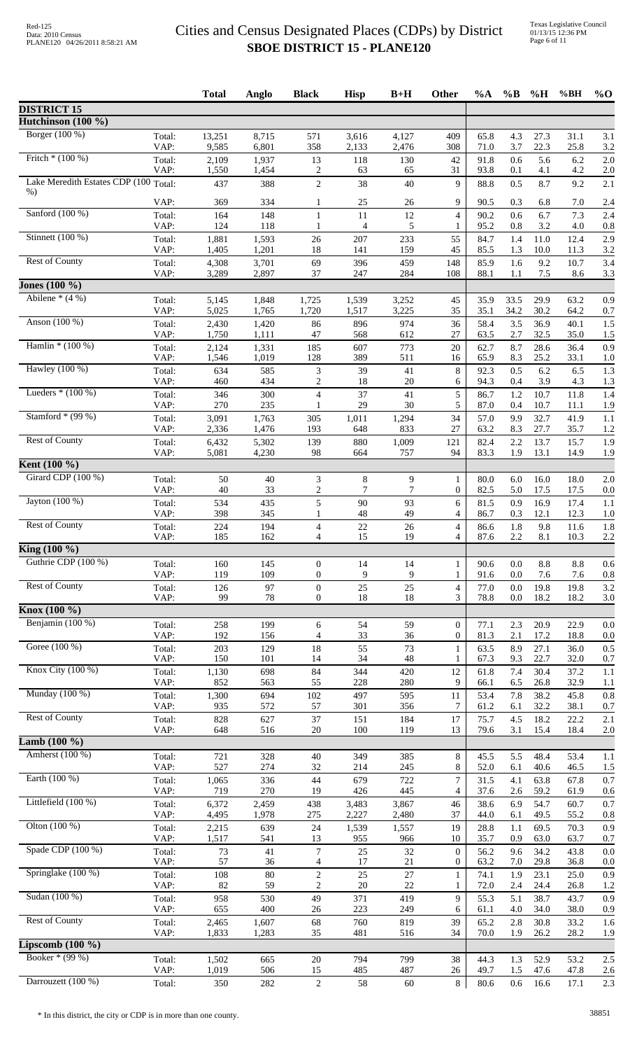# Cities and Census Designated Places (CDPs) by District
## SBOE DISTRICT 15 - PLANE120

Red-125
Data: 2010 Census
PLANE120 04/26/2011 8:58:21 AM

Texas Legislative Council
01/13/15 12:36 PM

| | | Total | Anglo | Black | Hisp | B+H | Other | %A | %B | %H | %BH | %O |
|---|---|---|---|---|---|---|---|---|---|---|---|---|
| **DISTRICT 15** | | | | | | | | | | | | |
| **Hutchinson (100 %)** | | | | | | | | | | | | |
| Borger (100 %) | Total: | 13,251 | 8,715 | 571 | 3,616 | 4,127 | 409 | 65.8 | 4.3 | 27.3 | 31.1 | 3.1 |
| | VAP: | 9,585 | 6,801 | 358 | 2,133 | 2,476 | 308 | 71.0 | 3.7 | 22.3 | 25.8 | 3.2 |
| Fritch * (100 %) | Total: | 2,109 | 1,937 | 13 | 118 | 130 | 42 | 91.8 | 0.6 | 5.6 | 6.2 | 2.0 |
| | VAP: | 1,550 | 1,454 | 2 | 63 | 65 | 31 | 93.8 | 0.1 | 4.1 | 4.2 | 2.0 |
| Lake Meredith Estates CDP (100 %) | Total: | 437 | 388 | 2 | 38 | 40 | 9 | 88.8 | 0.5 | 8.7 | 9.2 | 2.1 |
| | VAP: | 369 | 334 | 1 | 25 | 26 | 9 | 90.5 | 0.3 | 6.8 | 7.0 | 2.4 |
| Sanford (100 %) | Total: | 164 | 148 | 1 | 11 | 12 | 4 | 90.2 | 0.6 | 6.7 | 7.3 | 2.4 |
| | VAP: | 124 | 118 | 1 | 4 | 5 | 1 | 95.2 | 0.8 | 3.2 | 4.0 | 0.8 |
| Stinnett (100 %) | Total: | 1,881 | 1,593 | 26 | 207 | 233 | 55 | 84.7 | 1.4 | 11.0 | 12.4 | 2.9 |
| | VAP: | 1,405 | 1,201 | 18 | 141 | 159 | 45 | 85.5 | 1.3 | 10.0 | 11.3 | 3.2 |
| Rest of County | Total: | 4,308 | 3,701 | 69 | 396 | 459 | 148 | 85.9 | 1.6 | 9.2 | 10.7 | 3.4 |
| | VAP: | 3,289 | 2,897 | 37 | 247 | 284 | 108 | 88.1 | 1.1 | 7.5 | 8.6 | 3.3 |
| **Jones (100 %)** | | | | | | | | | | | | |
| Abilene * (4 %) | Total: | 5,145 | 1,848 | 1,725 | 1,539 | 3,252 | 45 | 35.9 | 33.5 | 29.9 | 63.2 | 0.9 |
| | VAP: | 5,025 | 1,765 | 1,720 | 1,517 | 3,225 | 35 | 35.1 | 34.2 | 30.2 | 64.2 | 0.7 |
| Anson (100 %) | Total: | 2,430 | 1,420 | 86 | 896 | 974 | 36 | 58.4 | 3.5 | 36.9 | 40.1 | 1.5 |
| | VAP: | 1,750 | 1,111 | 47 | 568 | 612 | 27 | 63.5 | 2.7 | 32.5 | 35.0 | 1.5 |
| Hamlin * (100 %) | Total: | 2,124 | 1,331 | 185 | 607 | 773 | 20 | 62.7 | 8.7 | 28.6 | 36.4 | 0.9 |
| | VAP: | 1,546 | 1,019 | 128 | 389 | 511 | 16 | 65.9 | 8.3 | 25.2 | 33.1 | 1.0 |
| Hawley (100 %) | Total: | 634 | 585 | 3 | 39 | 41 | 8 | 92.3 | 0.5 | 6.2 | 6.5 | 1.3 |
| | VAP: | 460 | 434 | 2 | 18 | 20 | 6 | 94.3 | 0.4 | 3.9 | 4.3 | 1.3 |
| Lueders * (100 %) | Total: | 346 | 300 | 4 | 37 | 41 | 5 | 86.7 | 1.2 | 10.7 | 11.8 | 1.4 |
| | VAP: | 270 | 235 | 1 | 29 | 30 | 5 | 87.0 | 0.4 | 10.7 | 11.1 | 1.9 |
| Stamford * (99 %) | Total: | 3,091 | 1,763 | 305 | 1,011 | 1,294 | 34 | 57.0 | 9.9 | 32.7 | 41.9 | 1.1 |
| | VAP: | 2,336 | 1,476 | 193 | 648 | 833 | 27 | 63.2 | 8.3 | 27.7 | 35.7 | 1.2 |
| Rest of County | Total: | 6,432 | 5,302 | 139 | 880 | 1,009 | 121 | 82.4 | 2.2 | 13.7 | 15.7 | 1.9 |
| | VAP: | 5,081 | 4,230 | 98 | 664 | 757 | 94 | 83.3 | 1.9 | 13.1 | 14.9 | 1.9 |
| **Kent (100 %)** | | | | | | | | | | | | |
| Girard CDP (100 %) | Total: | 50 | 40 | 3 | 8 | 9 | 1 | 80.0 | 6.0 | 16.0 | 18.0 | 2.0 |
| | VAP: | 40 | 33 | 2 | 7 | 7 | 0 | 82.5 | 5.0 | 17.5 | 17.5 | 0.0 |
| Jayton (100 %) | Total: | 534 | 435 | 5 | 90 | 93 | 6 | 81.5 | 0.9 | 16.9 | 17.4 | 1.1 |
| | VAP: | 398 | 345 | 1 | 48 | 49 | 4 | 86.7 | 0.3 | 12.1 | 12.3 | 1.0 |
| Rest of County | Total: | 224 | 194 | 4 | 22 | 26 | 4 | 86.6 | 1.8 | 9.8 | 11.6 | 1.8 |
| | VAP: | 185 | 162 | 4 | 15 | 19 | 4 | 87.6 | 2.2 | 8.1 | 10.3 | 2.2 |
| **King (100 %)** | | | | | | | | | | | | |
| Guthrie CDP (100 %) | Total: | 160 | 145 | 0 | 14 | 14 | 1 | 90.6 | 0.0 | 8.8 | 8.8 | 0.6 |
| | VAP: | 119 | 109 | 0 | 9 | 9 | 1 | 91.6 | 0.0 | 7.6 | 7.6 | 0.8 |
| Rest of County | Total: | 126 | 97 | 0 | 25 | 25 | 4 | 77.0 | 0.0 | 19.8 | 19.8 | 3.2 |
| | VAP: | 99 | 78 | 0 | 18 | 18 | 3 | 78.8 | 0.0 | 18.2 | 18.2 | 3.0 |
| **Knox (100 %)** | | | | | | | | | | | | |
| Benjamin (100 %) | Total: | 258 | 199 | 6 | 54 | 59 | 0 | 77.1 | 2.3 | 20.9 | 22.9 | 0.0 |
| | VAP: | 192 | 156 | 4 | 33 | 36 | 0 | 81.3 | 2.1 | 17.2 | 18.8 | 0.0 |
| Goree (100 %) | Total: | 203 | 129 | 18 | 55 | 73 | 1 | 63.5 | 8.9 | 27.1 | 36.0 | 0.5 |
| | VAP: | 150 | 101 | 14 | 34 | 48 | 1 | 67.3 | 9.3 | 22.7 | 32.0 | 0.7 |
| Knox City (100 %) | Total: | 1,130 | 698 | 84 | 344 | 420 | 12 | 61.8 | 7.4 | 30.4 | 37.2 | 1.1 |
| | VAP: | 852 | 563 | 55 | 228 | 280 | 9 | 66.1 | 6.5 | 26.8 | 32.9 | 1.1 |
| Munday (100 %) | Total: | 1,300 | 694 | 102 | 497 | 595 | 11 | 53.4 | 7.8 | 38.2 | 45.8 | 0.8 |
| | VAP: | 935 | 572 | 57 | 301 | 356 | 7 | 61.2 | 6.1 | 32.2 | 38.1 | 0.7 |
| Rest of County | Total: | 828 | 627 | 37 | 151 | 184 | 17 | 75.7 | 4.5 | 18.2 | 22.2 | 2.1 |
| | VAP: | 648 | 516 | 20 | 100 | 119 | 13 | 79.6 | 3.1 | 15.4 | 18.4 | 2.0 |
| **Lamb (100 %)** | | | | | | | | | | | | |
| Amherst (100 %) | Total: | 721 | 328 | 40 | 349 | 385 | 8 | 45.5 | 5.5 | 48.4 | 53.4 | 1.1 |
| | VAP: | 527 | 274 | 32 | 214 | 245 | 8 | 52.0 | 6.1 | 40.6 | 46.5 | 1.5 |
| Earth (100 %) | Total: | 1,065 | 336 | 44 | 679 | 722 | 7 | 31.5 | 4.1 | 63.8 | 67.8 | 0.7 |
| | VAP: | 719 | 270 | 19 | 426 | 445 | 4 | 37.6 | 2.6 | 59.2 | 61.9 | 0.6 |
| Littlefield (100 %) | Total: | 6,372 | 2,459 | 438 | 3,483 | 3,867 | 46 | 38.6 | 6.9 | 54.7 | 60.7 | 0.7 |
| | VAP: | 4,495 | 1,978 | 275 | 2,227 | 2,480 | 37 | 44.0 | 6.1 | 49.5 | 55.2 | 0.8 |
| Olton (100 %) | Total: | 2,215 | 639 | 24 | 1,539 | 1,557 | 19 | 28.8 | 1.1 | 69.5 | 70.3 | 0.9 |
| | VAP: | 1,517 | 541 | 13 | 955 | 966 | 10 | 35.7 | 0.9 | 63.0 | 63.7 | 0.7 |
| Spade CDP (100 %) | Total: | 73 | 41 | 7 | 25 | 32 | 0 | 56.2 | 9.6 | 34.2 | 43.8 | 0.0 |
| | VAP: | 57 | 36 | 4 | 17 | 21 | 0 | 63.2 | 7.0 | 29.8 | 36.8 | 0.0 |
| Springlake (100 %) | Total: | 108 | 80 | 2 | 25 | 27 | 1 | 74.1 | 1.9 | 23.1 | 25.0 | 0.9 |
| | VAP: | 82 | 59 | 2 | 20 | 22 | 1 | 72.0 | 2.4 | 24.4 | 26.8 | 1.2 |
| Sudan (100 %) | Total: | 958 | 530 | 49 | 371 | 419 | 9 | 55.3 | 5.1 | 38.7 | 43.7 | 0.9 |
| | VAP: | 655 | 400 | 26 | 223 | 249 | 6 | 61.1 | 4.0 | 34.0 | 38.0 | 0.9 |
| Rest of County | Total: | 2,465 | 1,607 | 68 | 760 | 819 | 39 | 65.2 | 2.8 | 30.8 | 33.2 | 1.6 |
| | VAP: | 1,833 | 1,283 | 35 | 481 | 516 | 34 | 70.0 | 1.9 | 26.2 | 28.2 | 1.9 |
| **Lipscomb (100 %)** | | | | | | | | | | | | |
| Booker * (99 %) | Total: | 1,502 | 665 | 20 | 794 | 799 | 38 | 44.3 | 1.3 | 52.9 | 53.2 | 2.5 |
| | VAP: | 1,019 | 506 | 15 | 485 | 487 | 26 | 49.7 | 1.5 | 47.6 | 47.8 | 2.6 |
| Darrouzett (100 %) | Total: | 350 | 282 | 2 | 58 | 60 | 8 | 80.6 | 0.6 | 16.6 | 17.1 | 2.3 |

\* In this district, the city or CDP is in more than one county.

38851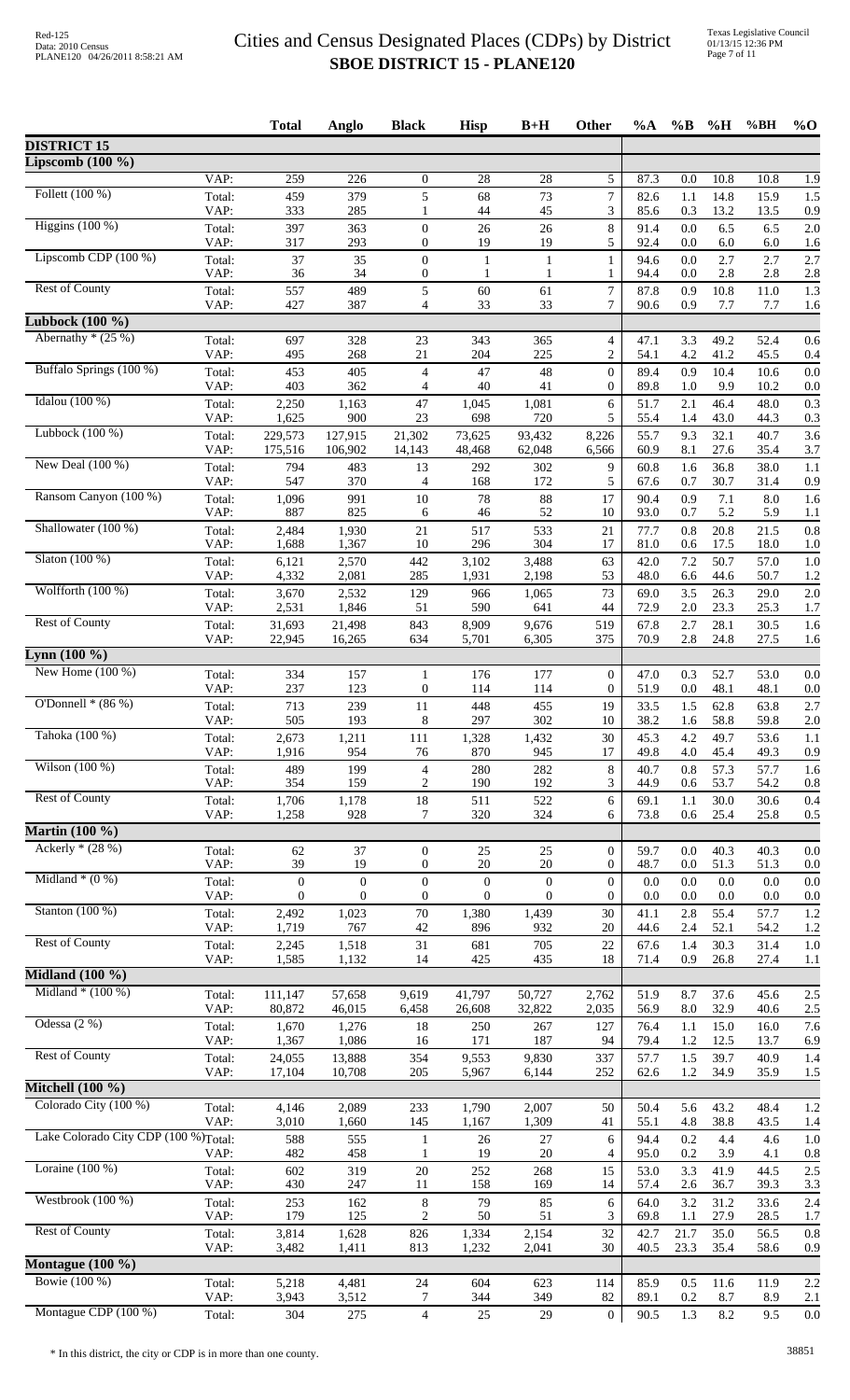# Cities and Census Designated Places (CDPs) by District
## SBOE DISTRICT 15 - PLANE120

| | | Total | Anglo | Black | Hisp | B+H | Other | %A | %B | %H | %BH | %O |
|---|---|---|---|---|---|---|---|---|---|---|---|---|
| **DISTRICT 15** | | | | | | | | | | | | |
| **Lipscomb (100 %)** | | | | | | | | | | | | |
| | VAP: | 259 | 226 | 0 | 28 | 28 | 5 | 87.3 | 0.0 | 10.8 | 10.8 | 1.9 |
| Follett (100 %) | Total: | 459 | 379 | 5 | 68 | 73 | 7 | 82.6 | 1.1 | 14.8 | 15.9 | 1.5 |
| | VAP: | 333 | 285 | 1 | 44 | 45 | 3 | 85.6 | 0.3 | 13.2 | 13.5 | 0.9 |
| Higgins (100 %) | Total: | 397 | 363 | 0 | 26 | 26 | 8 | 91.4 | 0.0 | 6.5 | 6.5 | 2.0 |
| | VAP: | 317 | 293 | 0 | 19 | 19 | 5 | 92.4 | 0.0 | 6.0 | 6.0 | 1.6 |
| Lipscomb CDP (100 %) | Total: | 37 | 35 | 0 | 1 | 1 | 1 | 94.6 | 0.0 | 2.7 | 2.7 | 2.7 |
| | VAP: | 36 | 34 | 0 | 1 | 1 | 1 | 94.4 | 0.0 | 2.8 | 2.8 | 2.8 |
| Rest of County | Total: | 557 | 489 | 5 | 60 | 61 | 7 | 87.8 | 0.9 | 10.8 | 11.0 | 1.3 |
| | VAP: | 427 | 387 | 4 | 33 | 33 | 7 | 90.6 | 0.9 | 7.7 | 7.7 | 1.6 |
| **Lubbock (100 %)** | | | | | | | | | | | | |
| Abernathy * (25 %) | Total: | 697 | 328 | 23 | 343 | 365 | 4 | 47.1 | 3.3 | 49.2 | 52.4 | 0.6 |
| | VAP: | 495 | 268 | 21 | 204 | 225 | 2 | 54.1 | 4.2 | 41.2 | 45.5 | 0.4 |
| Buffalo Springs (100 %) | Total: | 453 | 405 | 4 | 47 | 48 | 0 | 89.4 | 0.9 | 10.4 | 10.6 | 0.0 |
| | VAP: | 403 | 362 | 4 | 40 | 41 | 0 | 89.8 | 1.0 | 9.9 | 10.2 | 0.0 |
| Idalou (100 %) | Total: | 2,250 | 1,163 | 47 | 1,045 | 1,081 | 6 | 51.7 | 2.1 | 46.4 | 48.0 | 0.3 |
| | VAP: | 1,625 | 900 | 23 | 698 | 720 | 5 | 55.4 | 1.4 | 43.0 | 44.3 | 0.3 |
| Lubbock (100 %) | Total: | 229,573 | 127,915 | 21,302 | 73,625 | 93,432 | 8,226 | 55.7 | 9.3 | 32.1 | 40.7 | 3.6 |
| | VAP: | 175,516 | 106,902 | 14,143 | 48,468 | 62,048 | 6,566 | 60.9 | 8.1 | 27.6 | 35.4 | 3.7 |
| New Deal (100 %) | Total: | 794 | 483 | 13 | 292 | 302 | 9 | 60.8 | 1.6 | 36.8 | 38.0 | 1.1 |
| | VAP: | 547 | 370 | 4 | 168 | 172 | 5 | 67.6 | 0.7 | 30.7 | 31.4 | 0.9 |
| Ransom Canyon (100 %) | Total: | 1,096 | 991 | 10 | 78 | 88 | 17 | 90.4 | 0.9 | 7.1 | 8.0 | 1.6 |
| | VAP: | 887 | 825 | 6 | 46 | 52 | 10 | 93.0 | 0.7 | 5.2 | 5.9 | 1.1 |
| Shallowater (100 %) | Total: | 2,484 | 1,930 | 21 | 517 | 533 | 21 | 77.7 | 0.8 | 20.8 | 21.5 | 0.8 |
| | VAP: | 1,688 | 1,367 | 10 | 296 | 304 | 17 | 81.0 | 0.6 | 17.5 | 18.0 | 1.0 |
| Slaton (100 %) | Total: | 6,121 | 2,570 | 442 | 3,102 | 3,488 | 63 | 42.0 | 7.2 | 50.7 | 57.0 | 1.0 |
| | VAP: | 4,332 | 2,081 | 285 | 1,931 | 2,198 | 53 | 48.0 | 6.6 | 44.6 | 50.7 | 1.2 |
| Wolfforth (100 %) | Total: | 3,670 | 2,532 | 129 | 966 | 1,065 | 73 | 69.0 | 3.5 | 26.3 | 29.0 | 2.0 |
| | VAP: | 2,531 | 1,846 | 51 | 590 | 641 | 44 | 72.9 | 2.0 | 23.3 | 25.3 | 1.7 |
| Rest of County | Total: | 31,693 | 21,498 | 843 | 8,909 | 9,676 | 519 | 67.8 | 2.7 | 28.1 | 30.5 | 1.6 |
| | VAP: | 22,945 | 16,265 | 634 | 5,701 | 6,305 | 375 | 70.9 | 2.8 | 24.8 | 27.5 | 1.6 |
| **Lynn (100 %)** | | | | | | | | | | | | |
| New Home (100 %) | Total: | 334 | 157 | 1 | 176 | 177 | 0 | 47.0 | 0.3 | 52.7 | 53.0 | 0.0 |
| | VAP: | 237 | 123 | 0 | 114 | 114 | 0 | 51.9 | 0.0 | 48.1 | 48.1 | 0.0 |
| O'Donnell * (86 %) | Total: | 713 | 239 | 11 | 448 | 455 | 19 | 33.5 | 1.5 | 62.8 | 63.8 | 2.7 |
| | VAP: | 505 | 193 | 8 | 297 | 302 | 10 | 38.2 | 1.6 | 58.8 | 59.8 | 2.0 |
| Tahoka (100 %) | Total: | 2,673 | 1,211 | 111 | 1,328 | 1,432 | 30 | 45.3 | 4.2 | 49.7 | 53.6 | 1.1 |
| | VAP: | 1,916 | 954 | 76 | 870 | 945 | 17 | 49.8 | 4.0 | 45.4 | 49.3 | 0.9 |
| Wilson (100 %) | Total: | 489 | 199 | 4 | 280 | 282 | 8 | 40.7 | 0.8 | 57.3 | 57.7 | 1.6 |
| | VAP: | 354 | 159 | 2 | 190 | 192 | 3 | 44.9 | 0.6 | 53.7 | 54.2 | 0.8 |
| Rest of County | Total: | 1,706 | 1,178 | 18 | 511 | 522 | 6 | 69.1 | 1.1 | 30.0 | 30.6 | 0.4 |
| | VAP: | 1,258 | 928 | 7 | 320 | 324 | 6 | 73.8 | 0.6 | 25.4 | 25.8 | 0.5 |
| **Martin (100 %)** | | | | | | | | | | | | |
| Ackerly * (28 %) | Total: | 62 | 37 | 0 | 25 | 25 | 0 | 59.7 | 0.0 | 40.3 | 40.3 | 0.0 |
| | VAP: | 39 | 19 | 0 | 20 | 20 | 0 | 48.7 | 0.0 | 51.3 | 51.3 | 0.0 |
| Midland * (0 %) | Total: | 0 | 0 | 0 | 0 | 0 | 0 | 0.0 | 0.0 | 0.0 | 0.0 | 0.0 |
| | VAP: | 0 | 0 | 0 | 0 | 0 | 0 | 0.0 | 0.0 | 0.0 | 0.0 | 0.0 |
| Stanton (100 %) | Total: | 2,492 | 1,023 | 70 | 1,380 | 1,439 | 30 | 41.1 | 2.8 | 55.4 | 57.7 | 1.2 |
| | VAP: | 1,719 | 767 | 42 | 896 | 932 | 20 | 44.6 | 2.4 | 52.1 | 54.2 | 1.2 |
| Rest of County | Total: | 2,245 | 1,518 | 31 | 681 | 705 | 22 | 67.6 | 1.4 | 30.3 | 31.4 | 1.0 |
| | VAP: | 1,585 | 1,132 | 14 | 425 | 435 | 18 | 71.4 | 0.9 | 26.8 | 27.4 | 1.1 |
| **Midland (100 %)** | | | | | | | | | | | | |
| Midland * (100 %) | Total: | 111,147 | 57,658 | 9,619 | 41,797 | 50,727 | 2,762 | 51.9 | 8.7 | 37.6 | 45.6 | 2.5 |
| | VAP: | 80,872 | 46,015 | 6,458 | 26,608 | 32,822 | 2,035 | 56.9 | 8.0 | 32.9 | 40.6 | 2.5 |
| Odessa (2 %) | Total: | 1,670 | 1,276 | 18 | 250 | 267 | 127 | 76.4 | 1.1 | 15.0 | 16.0 | 7.6 |
| | VAP: | 1,367 | 1,086 | 16 | 171 | 187 | 94 | 79.4 | 1.2 | 12.5 | 13.7 | 6.9 |
| Rest of County | Total: | 24,055 | 13,888 | 354 | 9,553 | 9,830 | 337 | 57.7 | 1.5 | 39.7 | 40.9 | 1.4 |
| | VAP: | 17,104 | 10,708 | 205 | 5,967 | 6,144 | 252 | 62.6 | 1.2 | 34.9 | 35.9 | 1.5 |
| **Mitchell (100 %)** | | | | | | | | | | | | |
| Colorado City (100 %) | Total: | 4,146 | 2,089 | 233 | 1,790 | 2,007 | 50 | 50.4 | 5.6 | 43.2 | 48.4 | 1.2 |
| | VAP: | 3,010 | 1,660 | 145 | 1,167 | 1,309 | 41 | 55.1 | 4.8 | 38.8 | 43.5 | 1.4 |
| Lake Colorado City CDP (100 %) | Total: | 588 | 555 | 1 | 26 | 27 | 6 | 94.4 | 0.2 | 4.4 | 4.6 | 1.0 |
| | VAP: | 482 | 458 | 1 | 19 | 20 | 4 | 95.0 | 0.2 | 3.9 | 4.1 | 0.8 |
| Loraine (100 %) | Total: | 602 | 319 | 20 | 252 | 268 | 15 | 53.0 | 3.3 | 41.9 | 44.5 | 2.5 |
| | VAP: | 430 | 247 | 11 | 158 | 169 | 14 | 57.4 | 2.6 | 36.7 | 39.3 | 3.3 |
| Westbrook (100 %) | Total: | 253 | 162 | 8 | 79 | 85 | 6 | 64.0 | 3.2 | 31.2 | 33.6 | 2.4 |
| | VAP: | 179 | 125 | 2 | 50 | 51 | 3 | 69.8 | 1.1 | 27.9 | 28.5 | 1.7 |
| Rest of County | Total: | 3,814 | 1,628 | 826 | 1,334 | 2,154 | 32 | 42.7 | 21.7 | 35.0 | 56.5 | 0.8 |
| | VAP: | 3,482 | 1,411 | 813 | 1,232 | 2,041 | 30 | 40.5 | 23.3 | 35.4 | 58.6 | 0.9 |
| **Montague (100 %)** | | | | | | | | | | | | |
| Bowie (100 %) | Total: | 5,218 | 4,481 | 24 | 604 | 623 | 114 | 85.9 | 0.5 | 11.6 | 11.9 | 2.2 |
| | VAP: | 3,943 | 3,512 | 7 | 344 | 349 | 82 | 89.1 | 0.2 | 8.7 | 8.9 | 2.1 |
| Montague CDP (100 %) | Total: | 304 | 275 | 4 | 25 | 29 | 0 | 90.5 | 1.3 | 8.2 | 9.5 | 0.0 |

* In this district, the city or CDP is in more than one county.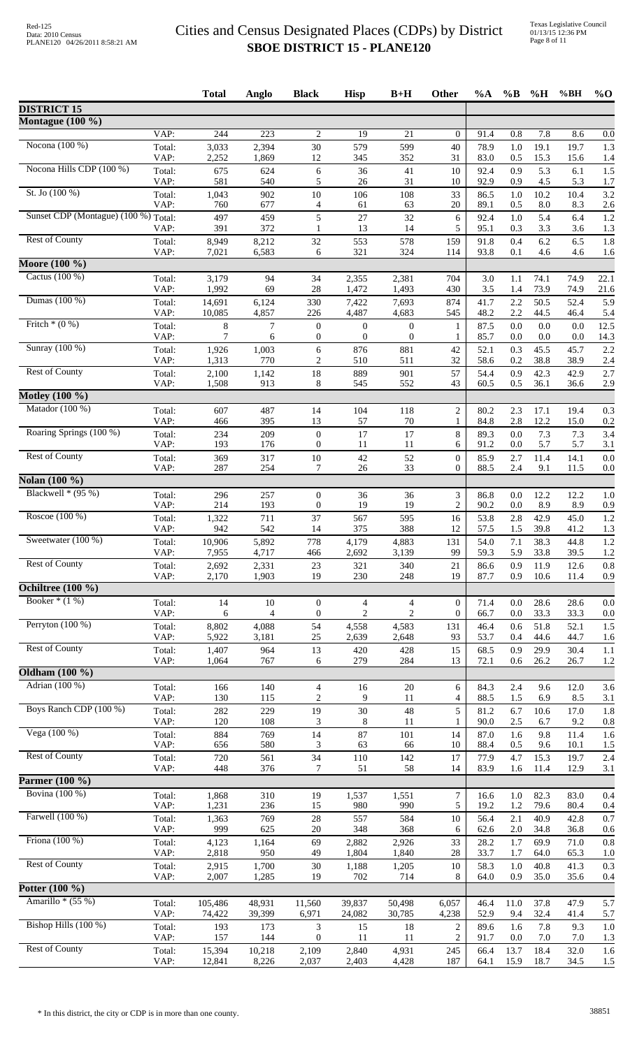# Cities and Census Designated Places (CDPs) by District

## SBOE DISTRICT 15 - PLANE120

Red-125
Data: 2010 Census
PLANE120 04/26/2011 8:58:21 AM

Texas Legislative Council
01/13/15 12:36 PM

| | | Total | Anglo | Black | Hisp | B+H | Other | %A | %B | %H | %BH | %O |
|---|---|---|---|---|---|---|---|---|---|---|---|---|
| **DISTRICT 15** | | | | | | | | | | | | |
| **Montague (100 %)** | | | | | | | | | | | | |
| | VAP: | 244 | 223 | 2 | 19 | 21 | 0 | 91.4 | 0.8 | 7.8 | 8.6 | 0.0 |
| Nocona (100 %) | Total: | 3,033 | 2,394 | 30 | 579 | 599 | 40 | 78.9 | 1.0 | 19.1 | 19.7 | 1.3 |
| | VAP: | 2,252 | 1,869 | 12 | 345 | 352 | 31 | 83.0 | 0.5 | 15.3 | 15.6 | 1.4 |
| Nocona Hills CDP (100 %) | Total: | 675 | 624 | 6 | 36 | 41 | 10 | 92.4 | 0.9 | 5.3 | 6.1 | 1.5 |
| | VAP: | 581 | 540 | 5 | 26 | 31 | 10 | 92.9 | 0.9 | 4.5 | 5.3 | 1.7 |
| St. Jo (100 %) | Total: | 1,043 | 902 | 10 | 106 | 108 | 33 | 86.5 | 1.0 | 10.2 | 10.4 | 3.2 |
| | VAP: | 760 | 677 | 4 | 61 | 63 | 20 | 89.1 | 0.5 | 8.0 | 8.3 | 2.6 |
| Sunset CDP (Montague) (100 %) | Total: | 497 | 459 | 5 | 27 | 32 | 6 | 92.4 | 1.0 | 5.4 | 6.4 | 1.2 |
| | VAP: | 391 | 372 | 1 | 13 | 14 | 5 | 95.1 | 0.3 | 3.3 | 3.6 | 1.3 |
| Rest of County | Total: | 8,949 | 8,212 | 32 | 553 | 578 | 159 | 91.8 | 0.4 | 6.2 | 6.5 | 1.8 |
| | VAP: | 7,021 | 6,583 | 6 | 321 | 324 | 114 | 93.8 | 0.1 | 4.6 | 4.6 | 1.6 |
| **Moore (100 %)** | | | | | | | | | | | | |
| Cactus (100 %) | Total: | 3,179 | 94 | 34 | 2,355 | 2,381 | 704 | 3.0 | 1.1 | 74.1 | 74.9 | 22.1 |
| | VAP: | 1,992 | 69 | 28 | 1,472 | 1,493 | 430 | 3.5 | 1.4 | 73.9 | 74.9 | 21.6 |
| Dumas (100 %) | Total: | 14,691 | 6,124 | 330 | 7,422 | 7,693 | 874 | 41.7 | 2.2 | 50.5 | 52.4 | 5.9 |
| | VAP: | 10,085 | 4,857 | 226 | 4,487 | 4,683 | 545 | 48.2 | 2.2 | 44.5 | 46.4 | 5.4 |
| Fritch * (0 %) | Total: | 8 | 7 | 0 | 0 | 0 | 1 | 87.5 | 0.0 | 0.0 | 0.0 | 12.5 |
| | VAP: | 7 | 6 | 0 | 0 | 0 | 1 | 85.7 | 0.0 | 0.0 | 0.0 | 14.3 |
| Sunray (100 %) | Total: | 1,926 | 1,003 | 6 | 876 | 881 | 42 | 52.1 | 0.3 | 45.5 | 45.7 | 2.2 |
| | VAP: | 1,313 | 770 | 2 | 510 | 511 | 32 | 58.6 | 0.2 | 38.8 | 38.9 | 2.4 |
| Rest of County | Total: | 2,100 | 1,142 | 18 | 889 | 901 | 57 | 54.4 | 0.9 | 42.3 | 42.9 | 2.7 |
| | VAP: | 1,508 | 913 | 8 | 545 | 552 | 43 | 60.5 | 0.5 | 36.1 | 36.6 | 2.9 |
| **Motley (100 %)** | | | | | | | | | | | | |
| Matador (100 %) | Total: | 607 | 487 | 14 | 104 | 118 | 2 | 80.2 | 2.3 | 17.1 | 19.4 | 0.3 |
| | VAP: | 466 | 395 | 13 | 57 | 70 | 1 | 84.8 | 2.8 | 12.2 | 15.0 | 0.2 |
| Roaring Springs (100 %) | Total: | 234 | 209 | 0 | 17 | 17 | 8 | 89.3 | 0.0 | 7.3 | 7.3 | 3.4 |
| | VAP: | 193 | 176 | 0 | 11 | 11 | 6 | 91.2 | 0.0 | 5.7 | 5.7 | 3.1 |
| Rest of County | Total: | 369 | 317 | 10 | 42 | 52 | 0 | 85.9 | 2.7 | 11.4 | 14.1 | 0.0 |
| | VAP: | 287 | 254 | 7 | 26 | 33 | 0 | 88.5 | 2.4 | 9.1 | 11.5 | 0.0 |
| **Nolan (100 %)** | | | | | | | | | | | | |
| Blackwell * (95 %) | Total: | 296 | 257 | 0 | 36 | 36 | 3 | 86.8 | 0.0 | 12.2 | 12.2 | 1.0 |
| | VAP: | 214 | 193 | 0 | 19 | 19 | 2 | 90.2 | 0.0 | 8.9 | 8.9 | 0.9 |
| Roscoe (100 %) | Total: | 1,322 | 711 | 37 | 567 | 595 | 16 | 53.8 | 2.8 | 42.9 | 45.0 | 1.2 |
| | VAP: | 942 | 542 | 14 | 375 | 388 | 12 | 57.5 | 1.5 | 39.8 | 41.2 | 1.3 |
| Sweetwater (100 %) | Total: | 10,906 | 5,892 | 778 | 4,179 | 4,883 | 131 | 54.0 | 7.1 | 38.3 | 44.8 | 1.2 |
| | VAP: | 7,955 | 4,717 | 466 | 2,692 | 3,139 | 99 | 59.3 | 5.9 | 33.8 | 39.5 | 1.2 |
| Rest of County | Total: | 2,692 | 2,331 | 23 | 321 | 340 | 21 | 86.6 | 0.9 | 11.9 | 12.6 | 0.8 |
| | VAP: | 2,170 | 1,903 | 19 | 230 | 248 | 19 | 87.7 | 0.9 | 10.6 | 11.4 | 0.9 |
| **Ochiltree (100 %)** | | | | | | | | | | | | |
| Booker * (1 %) | Total: | 14 | 10 | 0 | 4 | 4 | 0 | 71.4 | 0.0 | 28.6 | 28.6 | 0.0 |
| | VAP: | 6 | 4 | 0 | 2 | 2 | 0 | 66.7 | 0.0 | 33.3 | 33.3 | 0.0 |
| Perryton (100 %) | Total: | 8,802 | 4,088 | 54 | 4,558 | 4,583 | 131 | 46.4 | 0.6 | 51.8 | 52.1 | 1.5 |
| | VAP: | 5,922 | 3,181 | 25 | 2,639 | 2,648 | 93 | 53.7 | 0.4 | 44.6 | 44.7 | 1.6 |
| Rest of County | Total: | 1,407 | 964 | 13 | 420 | 428 | 15 | 68.5 | 0.9 | 29.9 | 30.4 | 1.1 |
| | VAP: | 1,064 | 767 | 6 | 279 | 284 | 13 | 72.1 | 0.6 | 26.2 | 26.7 | 1.2 |
| **Oldham (100 %)** | | | | | | | | | | | | |
| Adrian (100 %) | Total: | 166 | 140 | 4 | 16 | 20 | 6 | 84.3 | 2.4 | 9.6 | 12.0 | 3.6 |
| | VAP: | 130 | 115 | 2 | 9 | 11 | 4 | 88.5 | 1.5 | 6.9 | 8.5 | 3.1 |
| Boys Ranch CDP (100 %) | Total: | 282 | 229 | 19 | 30 | 48 | 5 | 81.2 | 6.7 | 10.6 | 17.0 | 1.8 |
| | VAP: | 120 | 108 | 3 | 8 | 11 | 1 | 90.0 | 2.5 | 6.7 | 9.2 | 0.8 |
| Vega (100 %) | Total: | 884 | 769 | 14 | 87 | 101 | 14 | 87.0 | 1.6 | 9.8 | 11.4 | 1.6 |
| | VAP: | 656 | 580 | 3 | 63 | 66 | 10 | 88.4 | 0.5 | 9.6 | 10.1 | 1.5 |
| Rest of County | Total: | 720 | 561 | 34 | 110 | 142 | 17 | 77.9 | 4.7 | 15.3 | 19.7 | 2.4 |
| | VAP: | 448 | 376 | 7 | 51 | 58 | 14 | 83.9 | 1.6 | 11.4 | 12.9 | 3.1 |
| **Parmer (100 %)** | | | | | | | | | | | | |
| Bovina (100 %) | Total: | 1,868 | 310 | 19 | 1,537 | 1,551 | 7 | 16.6 | 1.0 | 82.3 | 83.0 | 0.4 |
| | VAP: | 1,231 | 236 | 15 | 980 | 990 | 5 | 19.2 | 1.2 | 79.6 | 80.4 | 0.4 |
| Farwell (100 %) | Total: | 1,363 | 769 | 28 | 557 | 584 | 10 | 56.4 | 2.1 | 40.9 | 42.8 | 0.7 |
| | VAP: | 999 | 625 | 20 | 348 | 368 | 6 | 62.6 | 2.0 | 34.8 | 36.8 | 0.6 |
| Friona (100 %) | Total: | 4,123 | 1,164 | 69 | 2,882 | 2,926 | 33 | 28.2 | 1.7 | 69.9 | 71.0 | 0.8 |
| | VAP: | 2,818 | 950 | 49 | 1,804 | 1,840 | 28 | 33.7 | 1.7 | 64.0 | 65.3 | 1.0 |
| Rest of County | Total: | 2,915 | 1,700 | 30 | 1,188 | 1,205 | 10 | 58.3 | 1.0 | 40.8 | 41.3 | 0.3 |
| | VAP: | 2,007 | 1,285 | 19 | 702 | 714 | 8 | 64.0 | 0.9 | 35.0 | 35.6 | 0.4 |
| **Potter (100 %)** | | | | | | | | | | | | |
| Amarillo * (55 %) | Total: | 105,486 | 48,931 | 11,560 | 39,837 | 50,498 | 6,057 | 46.4 | 11.0 | 37.8 | 47.9 | 5.7 |
| | VAP: | 74,422 | 39,399 | 6,971 | 24,082 | 30,785 | 4,238 | 52.9 | 9.4 | 32.4 | 41.4 | 5.7 |
| Bishop Hills (100 %) | Total: | 193 | 173 | 3 | 15 | 18 | 2 | 89.6 | 1.6 | 7.8 | 9.3 | 1.0 |
| | VAP: | 157 | 144 | 0 | 11 | 11 | 2 | 91.7 | 0.0 | 7.0 | 7.0 | 1.3 |
| Rest of County | Total: | 15,394 | 10,218 | 2,109 | 2,840 | 4,931 | 245 | 66.4 | 13.7 | 18.4 | 32.0 | 1.6 |
| | VAP: | 12,841 | 8,226 | 2,037 | 2,403 | 4,428 | 187 | 64.1 | 15.9 | 18.7 | 34.5 | 1.5 |

\* In this district, the city or CDP is in more than one county.

38851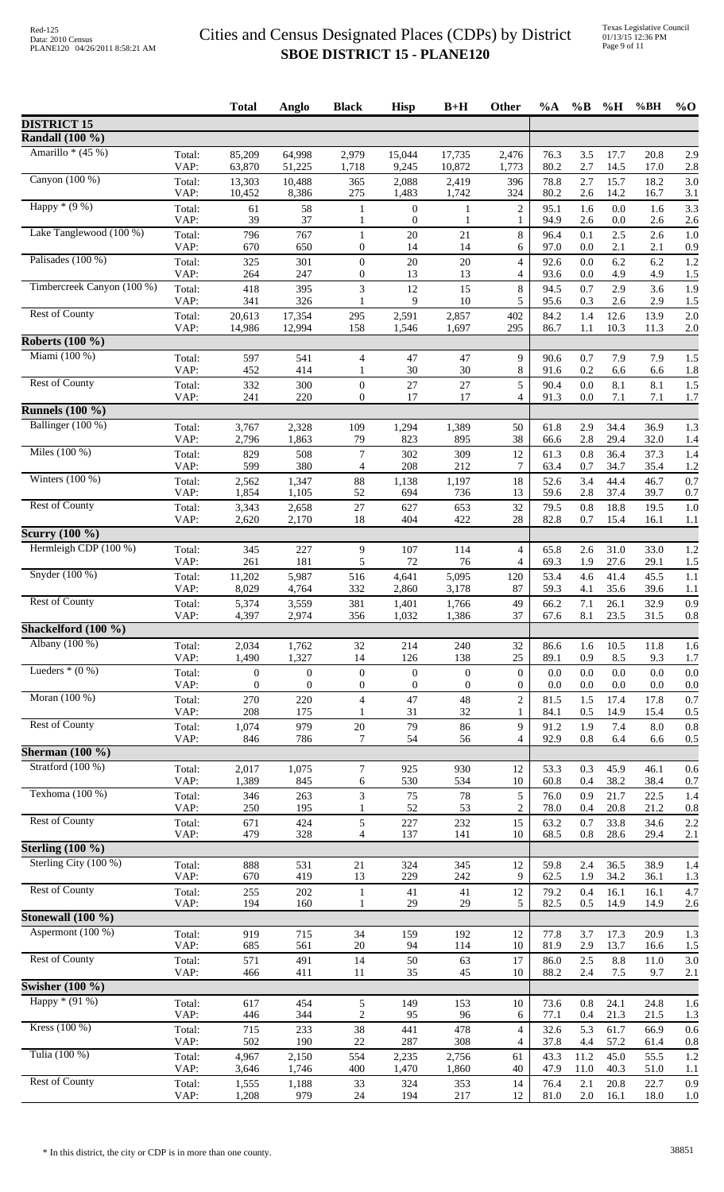# Cities and Census Designated Places (CDPs) by District
## SBOE DISTRICT 15 - PLANE120

Red-125
Data: 2010 Census
PLANE120 04/26/2011 8:58:21 AM

Texas Legislative Council
01/13/15 12:36 PM

| | | Total | Anglo | Black | Hisp | B+H | Other | %A | %B | %H | %BH | %O |
|---|---|---|---|---|---|---|---|---|---|---|---|---|
| **DISTRICT 15** | | | | | | | | | | | | |
| **Randall (100 %)** | | | | | | | | | | | | |
| Amarillo * (45 %) | Total: | 85,209 | 64,998 | 2,979 | 15,044 | 17,735 | 2,476 | 76.3 | 3.5 | 17.7 | 20.8 | 2.9 |
| | VAP: | 63,870 | 51,225 | 1,718 | 9,245 | 10,872 | 1,773 | 80.2 | 2.7 | 14.5 | 17.0 | 2.8 |
| Canyon (100 %) | Total: | 13,303 | 10,488 | 365 | 2,088 | 2,419 | 396 | 78.8 | 2.7 | 15.7 | 18.2 | 3.0 |
| | VAP: | 10,452 | 8,386 | 275 | 1,483 | 1,742 | 324 | 80.2 | 2.6 | 14.2 | 16.7 | 3.1 |
| Happy * (9 %) | Total: | 61 | 58 | 1 | 0 | 1 | 2 | 95.1 | 1.6 | 0.0 | 1.6 | 3.3 |
| | VAP: | 39 | 37 | 1 | 0 | 1 | 1 | 94.9 | 2.6 | 0.0 | 2.6 | 2.6 |
| Lake Tanglewood (100 %) | Total: | 796 | 767 | 1 | 20 | 21 | 8 | 96.4 | 0.1 | 2.5 | 2.6 | 1.0 |
| | VAP: | 670 | 650 | 0 | 14 | 14 | 6 | 97.0 | 0.0 | 2.1 | 2.1 | 0.9 |
| Palisades (100 %) | Total: | 325 | 301 | 0 | 20 | 20 | 4 | 92.6 | 0.0 | 6.2 | 6.2 | 1.2 |
| | VAP: | 264 | 247 | 0 | 13 | 13 | 4 | 93.6 | 0.0 | 4.9 | 4.9 | 1.5 |
| Timbercreek Canyon (100 %) | Total: | 418 | 395 | 3 | 12 | 15 | 8 | 94.5 | 0.7 | 2.9 | 3.6 | 1.9 |
| | VAP: | 341 | 326 | 1 | 9 | 10 | 5 | 95.6 | 0.3 | 2.6 | 2.9 | 1.5 |
| Rest of County | Total: | 20,613 | 17,354 | 295 | 2,591 | 2,857 | 402 | 84.2 | 1.4 | 12.6 | 13.9 | 2.0 |
| | VAP: | 14,986 | 12,994 | 158 | 1,546 | 1,697 | 295 | 86.7 | 1.1 | 10.3 | 11.3 | 2.0 |
| **Roberts (100 %)** | | | | | | | | | | | | |
| Miami (100 %) | Total: | 597 | 541 | 4 | 47 | 47 | 9 | 90.6 | 0.7 | 7.9 | 7.9 | 1.5 |
| | VAP: | 452 | 414 | 1 | 30 | 30 | 8 | 91.6 | 0.2 | 6.6 | 6.6 | 1.8 |
| Rest of County | Total: | 332 | 300 | 0 | 27 | 27 | 5 | 90.4 | 0.0 | 8.1 | 8.1 | 1.5 |
| | VAP: | 241 | 220 | 0 | 17 | 17 | 4 | 91.3 | 0.0 | 7.1 | 7.1 | 1.7 |
| **Runnels (100 %)** | | | | | | | | | | | | |
| Ballinger (100 %) | Total: | 3,767 | 2,328 | 109 | 1,294 | 1,389 | 50 | 61.8 | 2.9 | 34.4 | 36.9 | 1.3 |
| | VAP: | 2,796 | 1,863 | 79 | 823 | 895 | 38 | 66.6 | 2.8 | 29.4 | 32.0 | 1.4 |
| Miles (100 %) | Total: | 829 | 508 | 7 | 302 | 309 | 12 | 61.3 | 0.8 | 36.4 | 37.3 | 1.4 |
| | VAP: | 599 | 380 | 4 | 208 | 212 | 7 | 63.4 | 0.7 | 34.7 | 35.4 | 1.2 |
| Winters (100 %) | Total: | 2,562 | 1,347 | 88 | 1,138 | 1,197 | 18 | 52.6 | 3.4 | 44.4 | 46.7 | 0.7 |
| | VAP: | 1,854 | 1,105 | 52 | 694 | 736 | 13 | 59.6 | 2.8 | 37.4 | 39.7 | 0.7 |
| Rest of County | Total: | 3,343 | 2,658 | 27 | 627 | 653 | 32 | 79.5 | 0.8 | 18.8 | 19.5 | 1.0 |
| | VAP: | 2,620 | 2,170 | 18 | 404 | 422 | 28 | 82.8 | 0.7 | 15.4 | 16.1 | 1.1 |
| **Scurry (100 %)** | | | | | | | | | | | | |
| Hermleigh CDP (100 %) | Total: | 345 | 227 | 9 | 107 | 114 | 4 | 65.8 | 2.6 | 31.0 | 33.0 | 1.2 |
| | VAP: | 261 | 181 | 5 | 72 | 76 | 4 | 69.3 | 1.9 | 27.6 | 29.1 | 1.5 |
| Snyder (100 %) | Total: | 11,202 | 5,987 | 516 | 4,641 | 5,095 | 120 | 53.4 | 4.6 | 41.4 | 45.5 | 1.1 |
| | VAP: | 8,029 | 4,764 | 332 | 2,860 | 3,178 | 87 | 59.3 | 4.1 | 35.6 | 39.6 | 1.1 |
| Rest of County | Total: | 5,374 | 3,559 | 381 | 1,401 | 1,766 | 49 | 66.2 | 7.1 | 26.1 | 32.9 | 0.9 |
| | VAP: | 4,397 | 2,974 | 356 | 1,032 | 1,386 | 37 | 67.6 | 8.1 | 23.5 | 31.5 | 0.8 |
| **Shackelford (100 %)** | | | | | | | | | | | | |
| Albany (100 %) | Total: | 2,034 | 1,762 | 32 | 214 | 240 | 32 | 86.6 | 1.6 | 10.5 | 11.8 | 1.6 |
| | VAP: | 1,490 | 1,327 | 14 | 126 | 138 | 25 | 89.1 | 0.9 | 8.5 | 9.3 | 1.7 |
| Lueders * (0 %) | Total: | 0 | 0 | 0 | 0 | 0 | 0 | 0.0 | 0.0 | 0.0 | 0.0 | 0.0 |
| | VAP: | 0 | 0 | 0 | 0 | 0 | 0 | 0.0 | 0.0 | 0.0 | 0.0 | 0.0 |
| Moran (100 %) | Total: | 270 | 220 | 4 | 47 | 48 | 2 | 81.5 | 1.5 | 17.4 | 17.8 | 0.7 |
| | VAP: | 208 | 175 | 1 | 31 | 32 | 1 | 84.1 | 0.5 | 14.9 | 15.4 | 0.5 |
| Rest of County | Total: | 1,074 | 979 | 20 | 79 | 86 | 9 | 91.2 | 1.9 | 7.4 | 8.0 | 0.8 |
| | VAP: | 846 | 786 | 7 | 54 | 56 | 4 | 92.9 | 0.8 | 6.4 | 6.6 | 0.5 |
| **Sherman (100 %)** | | | | | | | | | | | | |
| Stratford (100 %) | Total: | 2,017 | 1,075 | 7 | 925 | 930 | 12 | 53.3 | 0.3 | 45.9 | 46.1 | 0.6 |
| | VAP: | 1,389 | 845 | 6 | 530 | 534 | 10 | 60.8 | 0.4 | 38.2 | 38.4 | 0.7 |
| Texhoma (100 %) | Total: | 346 | 263 | 3 | 75 | 78 | 5 | 76.0 | 0.9 | 21.7 | 22.5 | 1.4 |
| | VAP: | 250 | 195 | 1 | 52 | 53 | 2 | 78.0 | 0.4 | 20.8 | 21.2 | 0.8 |
| Rest of County | Total: | 671 | 424 | 5 | 227 | 232 | 15 | 63.2 | 0.7 | 33.8 | 34.6 | 2.2 |
| | VAP: | 479 | 328 | 4 | 137 | 141 | 10 | 68.5 | 0.8 | 28.6 | 29.4 | 2.1 |
| **Sterling (100 %)** | | | | | | | | | | | | |
| Sterling City (100 %) | Total: | 888 | 531 | 21 | 324 | 345 | 12 | 59.8 | 2.4 | 36.5 | 38.9 | 1.4 |
| | VAP: | 670 | 419 | 13 | 229 | 242 | 9 | 62.5 | 1.9 | 34.2 | 36.1 | 1.3 |
| Rest of County | Total: | 255 | 202 | 1 | 41 | 41 | 12 | 79.2 | 0.4 | 16.1 | 16.1 | 4.7 |
| | VAP: | 194 | 160 | 1 | 29 | 29 | 5 | 82.5 | 0.5 | 14.9 | 14.9 | 2.6 |
| **Stonewall (100 %)** | | | | | | | | | | | | |
| Aspermont (100 %) | Total: | 919 | 715 | 34 | 159 | 192 | 12 | 77.8 | 3.7 | 17.3 | 20.9 | 1.3 |
| | VAP: | 685 | 561 | 20 | 94 | 114 | 10 | 81.9 | 2.9 | 13.7 | 16.6 | 1.5 |
| Rest of County | Total: | 571 | 491 | 14 | 50 | 63 | 17 | 86.0 | 2.5 | 8.8 | 11.0 | 3.0 |
| | VAP: | 466 | 411 | 11 | 35 | 45 | 10 | 88.2 | 2.4 | 7.5 | 9.7 | 2.1 |
| **Swisher (100 %)** | | | | | | | | | | | | |
| Happy * (91 %) | Total: | 617 | 454 | 5 | 149 | 153 | 10 | 73.6 | 0.8 | 24.1 | 24.8 | 1.6 |
| | VAP: | 446 | 344 | 2 | 95 | 96 | 6 | 77.1 | 0.4 | 21.3 | 21.5 | 1.3 |
| Kress (100 %) | Total: | 715 | 233 | 38 | 441 | 478 | 4 | 32.6 | 5.3 | 61.7 | 66.9 | 0.6 |
| | VAP: | 502 | 190 | 22 | 287 | 308 | 4 | 37.8 | 4.4 | 57.2 | 61.4 | 0.8 |
| Tulia (100 %) | Total: | 4,967 | 2,150 | 554 | 2,235 | 2,756 | 61 | 43.3 | 11.2 | 45.0 | 55.5 | 1.2 |
| | VAP: | 3,646 | 1,746 | 400 | 1,470 | 1,860 | 40 | 47.9 | 11.0 | 40.3 | 51.0 | 1.1 |
| Rest of County | Total: | 1,555 | 1,188 | 33 | 324 | 353 | 14 | 76.4 | 2.1 | 20.8 | 22.7 | 0.9 |
| | VAP: | 1,208 | 979 | 24 | 194 | 217 | 12 | 81.0 | 2.0 | 16.1 | 18.0 | 1.0 |

\* In this district, the city or CDP is in more than one county.

38851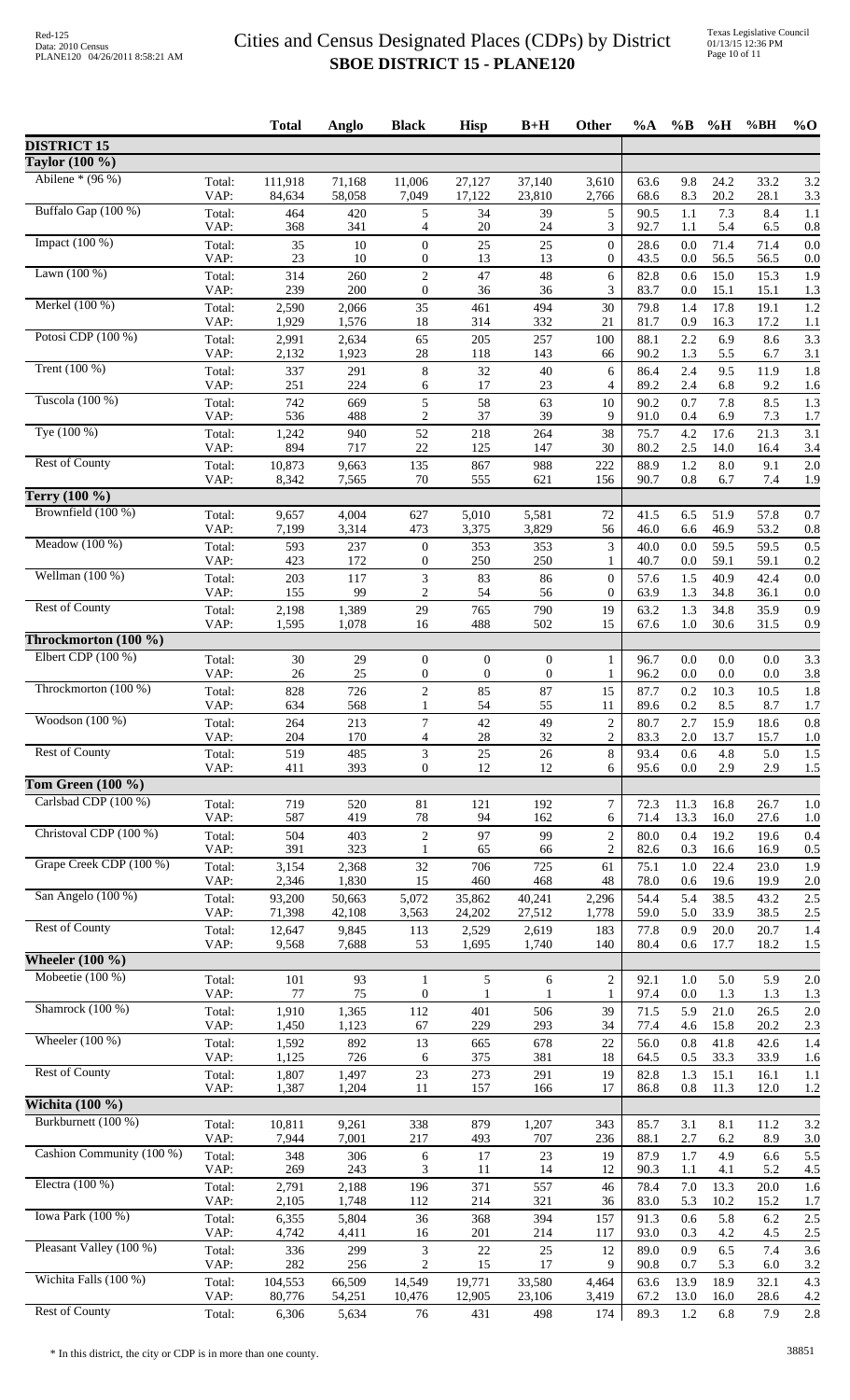# Cities and Census Designated Places (CDPs) by District
## SBOE DISTRICT 15 - PLANE120

Red-125
Data: 2010 Census
PLANE120 04/26/2011 8:58:21 AM

Texas Legislative Council
01/13/15 12:36 PM

| | | Total | Anglo | Black | Hisp | B+H | Other | %A | %B | %H | %BH | %O |
|---|---|---|---|---|---|---|---|---|---|---|---|---|
| **DISTRICT 15** | | | | | | | | | | | | |
| **Taylor (100 %)** | | | | | | | | | | | | |
| Abilene * (96 %) | Total: | 111,918 | 71,168 | 11,006 | 27,127 | 37,140 | 3,610 | 63.6 | 9.8 | 24.2 | 33.2 | 3.2 |
| | VAP: | 84,634 | 58,058 | 7,049 | 17,122 | 23,810 | 2,766 | 68.6 | 8.3 | 20.2 | 28.1 | 3.3 |
| Buffalo Gap (100 %) | Total: | 464 | 420 | 5 | 34 | 39 | 5 | 90.5 | 1.1 | 7.3 | 8.4 | 1.1 |
| | VAP: | 368 | 341 | 4 | 20 | 24 | 3 | 92.7 | 1.1 | 5.4 | 6.5 | 0.8 |
| Impact (100 %) | Total: | 35 | 10 | 0 | 25 | 25 | 0 | 28.6 | 0.0 | 71.4 | 71.4 | 0.0 |
| | VAP: | 23 | 10 | 0 | 13 | 13 | 0 | 43.5 | 0.0 | 56.5 | 56.5 | 0.0 |
| Lawn (100 %) | Total: | 314 | 260 | 2 | 47 | 48 | 6 | 82.8 | 0.6 | 15.0 | 15.3 | 1.9 |
| | VAP: | 239 | 200 | 0 | 36 | 36 | 3 | 83.7 | 0.0 | 15.1 | 15.1 | 1.3 |
| Merkel (100 %) | Total: | 2,590 | 2,066 | 35 | 461 | 494 | 30 | 79.8 | 1.4 | 17.8 | 19.1 | 1.2 |
| | VAP: | 1,929 | 1,576 | 18 | 314 | 332 | 21 | 81.7 | 0.9 | 16.3 | 17.2 | 1.1 |
| Potosi CDP (100 %) | Total: | 2,991 | 2,634 | 65 | 205 | 257 | 100 | 88.1 | 2.2 | 6.9 | 8.6 | 3.3 |
| | VAP: | 2,132 | 1,923 | 28 | 118 | 143 | 66 | 90.2 | 1.3 | 5.5 | 6.7 | 3.1 |
| Trent (100 %) | Total: | 337 | 291 | 8 | 32 | 40 | 6 | 86.4 | 2.4 | 9.5 | 11.9 | 1.8 |
| | VAP: | 251 | 224 | 6 | 17 | 23 | 4 | 89.2 | 2.4 | 6.8 | 9.2 | 1.6 |
| Tuscola (100 %) | Total: | 742 | 669 | 5 | 58 | 63 | 10 | 90.2 | 0.7 | 7.8 | 8.5 | 1.3 |
| | VAP: | 536 | 488 | 2 | 37 | 39 | 9 | 91.0 | 0.4 | 6.9 | 7.3 | 1.7 |
| Tye (100 %) | Total: | 1,242 | 940 | 52 | 218 | 264 | 38 | 75.7 | 4.2 | 17.6 | 21.3 | 3.1 |
| | VAP: | 894 | 717 | 22 | 125 | 147 | 30 | 80.2 | 2.5 | 14.0 | 16.4 | 3.4 |
| Rest of County | Total: | 10,873 | 9,663 | 135 | 867 | 988 | 222 | 88.9 | 1.2 | 8.0 | 9.1 | 2.0 |
| | VAP: | 8,342 | 7,565 | 70 | 555 | 621 | 156 | 90.7 | 0.8 | 6.7 | 7.4 | 1.9 |
| **Terry (100 %)** | | | | | | | | | | | | |
| Brownfield (100 %) | Total: | 9,657 | 4,004 | 627 | 5,010 | 5,581 | 72 | 41.5 | 6.5 | 51.9 | 57.8 | 0.7 |
| | VAP: | 7,199 | 3,314 | 473 | 3,375 | 3,829 | 56 | 46.0 | 6.6 | 46.9 | 53.2 | 0.8 |
| Meadow (100 %) | Total: | 593 | 237 | 0 | 353 | 353 | 3 | 40.0 | 0.0 | 59.5 | 59.5 | 0.5 |
| | VAP: | 423 | 172 | 0 | 250 | 250 | 1 | 40.7 | 0.0 | 59.1 | 59.1 | 0.2 |
| Wellman (100 %) | Total: | 203 | 117 | 3 | 83 | 86 | 0 | 57.6 | 1.5 | 40.9 | 42.4 | 0.0 |
| | VAP: | 155 | 99 | 2 | 54 | 56 | 0 | 63.9 | 1.3 | 34.8 | 36.1 | 0.0 |
| Rest of County | Total: | 2,198 | 1,389 | 29 | 765 | 790 | 19 | 63.2 | 1.3 | 34.8 | 35.9 | 0.9 |
| | VAP: | 1,595 | 1,078 | 16 | 488 | 502 | 15 | 67.6 | 1.0 | 30.6 | 31.5 | 0.9 |
| **Throckmorton (100 %)** | | | | | | | | | | | | |
| Elbert CDP (100 %) | Total: | 30 | 29 | 0 | 0 | 0 | 1 | 96.7 | 0.0 | 0.0 | 0.0 | 3.3 |
| | VAP: | 26 | 25 | 0 | 0 | 0 | 1 | 96.2 | 0.0 | 0.0 | 0.0 | 3.8 |
| Throckmorton (100 %) | Total: | 828 | 726 | 2 | 85 | 87 | 15 | 87.7 | 0.2 | 10.3 | 10.5 | 1.8 |
| | VAP: | 634 | 568 | 1 | 54 | 55 | 11 | 89.6 | 0.2 | 8.5 | 8.7 | 1.7 |
| Woodson (100 %) | Total: | 264 | 213 | 7 | 42 | 49 | 2 | 80.7 | 2.7 | 15.9 | 18.6 | 0.8 |
| | VAP: | 204 | 170 | 4 | 28 | 32 | 2 | 83.3 | 2.0 | 13.7 | 15.7 | 1.0 |
| Rest of County | Total: | 519 | 485 | 3 | 25 | 26 | 8 | 93.4 | 0.6 | 4.8 | 5.0 | 1.5 |
| | VAP: | 411 | 393 | 0 | 12 | 12 | 6 | 95.6 | 0.0 | 2.9 | 2.9 | 1.5 |
| **Tom Green (100 %)** | | | | | | | | | | | | |
| Carlsbad CDP (100 %) | Total: | 719 | 520 | 81 | 121 | 192 | 7 | 72.3 | 11.3 | 16.8 | 26.7 | 1.0 |
| | VAP: | 587 | 419 | 78 | 94 | 162 | 6 | 71.4 | 13.3 | 16.0 | 27.6 | 1.0 |
| Christoval CDP (100 %) | Total: | 504 | 403 | 2 | 97 | 99 | 2 | 80.0 | 0.4 | 19.2 | 19.6 | 0.4 |
| | VAP: | 391 | 323 | 1 | 65 | 66 | 2 | 82.6 | 0.3 | 16.6 | 16.9 | 0.5 |
| Grape Creek CDP (100 %) | Total: | 3,154 | 2,368 | 32 | 706 | 725 | 61 | 75.1 | 1.0 | 22.4 | 23.0 | 1.9 |
| | VAP: | 2,346 | 1,830 | 15 | 460 | 468 | 48 | 78.0 | 0.6 | 19.6 | 19.9 | 2.0 |
| San Angelo (100 %) | Total: | 93,200 | 50,663 | 5,072 | 35,862 | 40,241 | 2,296 | 54.4 | 5.4 | 38.5 | 43.2 | 2.5 |
| | VAP: | 71,398 | 42,108 | 3,563 | 24,202 | 27,512 | 1,778 | 59.0 | 5.0 | 33.9 | 38.5 | 2.5 |
| Rest of County | Total: | 12,647 | 9,845 | 113 | 2,529 | 2,619 | 183 | 77.8 | 0.9 | 20.0 | 20.7 | 1.4 |
| | VAP: | 9,568 | 7,688 | 53 | 1,695 | 1,740 | 140 | 80.4 | 0.6 | 17.7 | 18.2 | 1.5 |
| **Wheeler (100 %)** | | | | | | | | | | | | |
| Mobeetie (100 %) | Total: | 101 | 93 | 1 | 5 | 6 | 2 | 92.1 | 1.0 | 5.0 | 5.9 | 2.0 |
| | VAP: | 77 | 75 | 0 | 1 | 1 | 1 | 97.4 | 0.0 | 1.3 | 1.3 | 1.3 |
| Shamrock (100 %) | Total: | 1,910 | 1,365 | 112 | 401 | 506 | 39 | 71.5 | 5.9 | 21.0 | 26.5 | 2.0 |
| | VAP: | 1,450 | 1,123 | 67 | 229 | 293 | 34 | 77.4 | 4.6 | 15.8 | 20.2 | 2.3 |
| Wheeler (100 %) | Total: | 1,592 | 892 | 13 | 665 | 678 | 22 | 56.0 | 0.8 | 41.8 | 42.6 | 1.4 |
| | VAP: | 1,125 | 726 | 6 | 375 | 381 | 18 | 64.5 | 0.5 | 33.3 | 33.9 | 1.6 |
| Rest of County | Total: | 1,807 | 1,497 | 23 | 273 | 291 | 19 | 82.8 | 1.3 | 15.1 | 16.1 | 1.1 |
| | VAP: | 1,387 | 1,204 | 11 | 157 | 166 | 17 | 86.8 | 0.8 | 11.3 | 12.0 | 1.2 |
| **Wichita (100 %)** | | | | | | | | | | | | |
| Burkburnett (100 %) | Total: | 10,811 | 9,261 | 338 | 879 | 1,207 | 343 | 85.7 | 3.1 | 8.1 | 11.2 | 3.2 |
| | VAP: | 7,944 | 7,001 | 217 | 493 | 707 | 236 | 88.1 | 2.7 | 6.2 | 8.9 | 3.0 |
| Cashion Community (100 %) | Total: | 348 | 306 | 6 | 17 | 23 | 19 | 87.9 | 1.7 | 4.9 | 6.6 | 5.5 |
| | VAP: | 269 | 243 | 3 | 11 | 14 | 12 | 90.3 | 1.1 | 4.1 | 5.2 | 4.5 |
| Electra (100 %) | Total: | 2,791 | 2,188 | 196 | 371 | 557 | 46 | 78.4 | 7.0 | 13.3 | 20.0 | 1.6 |
| | VAP: | 2,105 | 1,748 | 112 | 214 | 321 | 36 | 83.0 | 5.3 | 10.2 | 15.2 | 1.7 |
| Iowa Park (100 %) | Total: | 6,355 | 5,804 | 36 | 368 | 394 | 157 | 91.3 | 0.6 | 5.8 | 6.2 | 2.5 |
| | VAP: | 4,742 | 4,411 | 16 | 201 | 214 | 117 | 93.0 | 0.3 | 4.2 | 4.5 | 2.5 |
| Pleasant Valley (100 %) | Total: | 336 | 299 | 3 | 22 | 25 | 12 | 89.0 | 0.9 | 6.5 | 7.4 | 3.6 |
| | VAP: | 282 | 256 | 2 | 15 | 17 | 9 | 90.8 | 0.7 | 5.3 | 6.0 | 3.2 |
| Wichita Falls (100 %) | Total: | 104,553 | 66,509 | 14,549 | 19,771 | 33,580 | 4,464 | 63.6 | 13.9 | 18.9 | 32.1 | 4.3 |
| | VAP: | 80,776 | 54,251 | 10,476 | 12,905 | 23,106 | 3,419 | 67.2 | 13.0 | 16.0 | 28.6 | 4.2 |
| Rest of County | Total: | 6,306 | 5,634 | 76 | 431 | 498 | 174 | 89.3 | 1.2 | 6.8 | 7.9 | 2.8 |

\* In this district, the city or CDP is in more than one county.

38851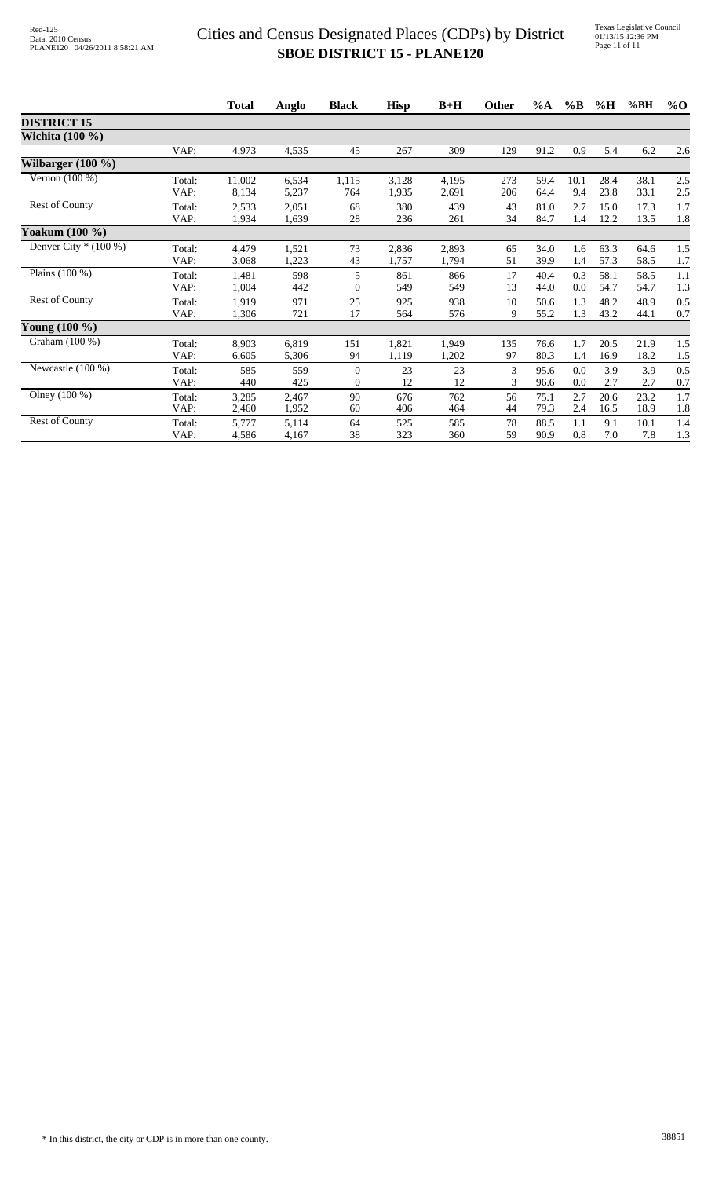# Cities and Census Designated Places (CDPs) by District

## SBOE DISTRICT 15 - PLANE120

Red-125
Data: 2010 Census
PLANE120 04/26/2011 8:58:21 AM

Texas Legislative Council
01/13/15 12:36 PM

| | | Total | Anglo | Black | Hisp | B+H | Other | %A | %B | %H | %BH | %O |
|---|---|---|---|---|---|---|---|---|---|---|---|---|
| **DISTRICT 15** | | | | | | | | | | | | |
| **Wichita (100 %)** | | | | | | | | | | | | |
| | VAP: | 4,973 | 4,535 | 45 | 267 | 309 | 129 | 91.2 | 0.9 | 5.4 | 6.2 | 2.6 |
| **Wilbarger (100 %)** | | | | | | | | | | | | |
| Vernon (100 %) | Total: | 11,002 | 6,534 | 1,115 | 3,128 | 4,195 | 273 | 59.4 | 10.1 | 28.4 | 38.1 | 2.5 |
| | VAP: | 8,134 | 5,237 | 764 | 1,935 | 2,691 | 206 | 64.4 | 9.4 | 23.8 | 33.1 | 2.5 |
| Rest of County | Total: | 2,533 | 2,051 | 68 | 380 | 439 | 43 | 81.0 | 2.7 | 15.0 | 17.3 | 1.7 |
| | VAP: | 1,934 | 1,639 | 28 | 236 | 261 | 34 | 84.7 | 1.4 | 12.2 | 13.5 | 1.8 |
| **Yoakum (100 %)** | | | | | | | | | | | | |
| Denver City * (100 %) | Total: | 4,479 | 1,521 | 73 | 2,836 | 2,893 | 65 | 34.0 | 1.6 | 63.3 | 64.6 | 1.5 |
| | VAP: | 3,068 | 1,223 | 43 | 1,757 | 1,794 | 51 | 39.9 | 1.4 | 57.3 | 58.5 | 1.7 |
| Plains (100 %) | Total: | 1,481 | 598 | 5 | 861 | 866 | 17 | 40.4 | 0.3 | 58.1 | 58.5 | 1.1 |
| | VAP: | 1,004 | 442 | 0 | 549 | 549 | 13 | 44.0 | 0.0 | 54.7 | 54.7 | 1.3 |
| Rest of County | Total: | 1,919 | 971 | 25 | 925 | 938 | 10 | 50.6 | 1.3 | 48.2 | 48.9 | 0.5 |
| | VAP: | 1,306 | 721 | 17 | 564 | 576 | 9 | 55.2 | 1.3 | 43.2 | 44.1 | 0.7 |
| **Young (100 %)** | | | | | | | | | | | | |
| Graham (100 %) | Total: | 8,903 | 6,819 | 151 | 1,821 | 1,949 | 135 | 76.6 | 1.7 | 20.5 | 21.9 | 1.5 |
| | VAP: | 6,605 | 5,306 | 94 | 1,119 | 1,202 | 97 | 80.3 | 1.4 | 16.9 | 18.2 | 1.5 |
| Newcastle (100 %) | Total: | 585 | 559 | 0 | 23 | 23 | 3 | 95.6 | 0.0 | 3.9 | 3.9 | 0.5 |
| | VAP: | 440 | 425 | 0 | 12 | 12 | 3 | 96.6 | 0.0 | 2.7 | 2.7 | 0.7 |
| Olney (100 %) | Total: | 3,285 | 2,467 | 90 | 676 | 762 | 56 | 75.1 | 2.7 | 20.6 | 23.2 | 1.7 |
| | VAP: | 2,460 | 1,952 | 60 | 406 | 464 | 44 | 79.3 | 2.4 | 16.5 | 18.9 | 1.8 |
| Rest of County | Total: | 5,777 | 5,114 | 64 | 525 | 585 | 78 | 88.5 | 1.1 | 9.1 | 10.1 | 1.4 |
| | VAP: | 4,586 | 4,167 | 38 | 323 | 360 | 59 | 90.9 | 0.8 | 7.0 | 7.8 | 1.3 |

* In this district, the city or CDP is in more than one county.

38851